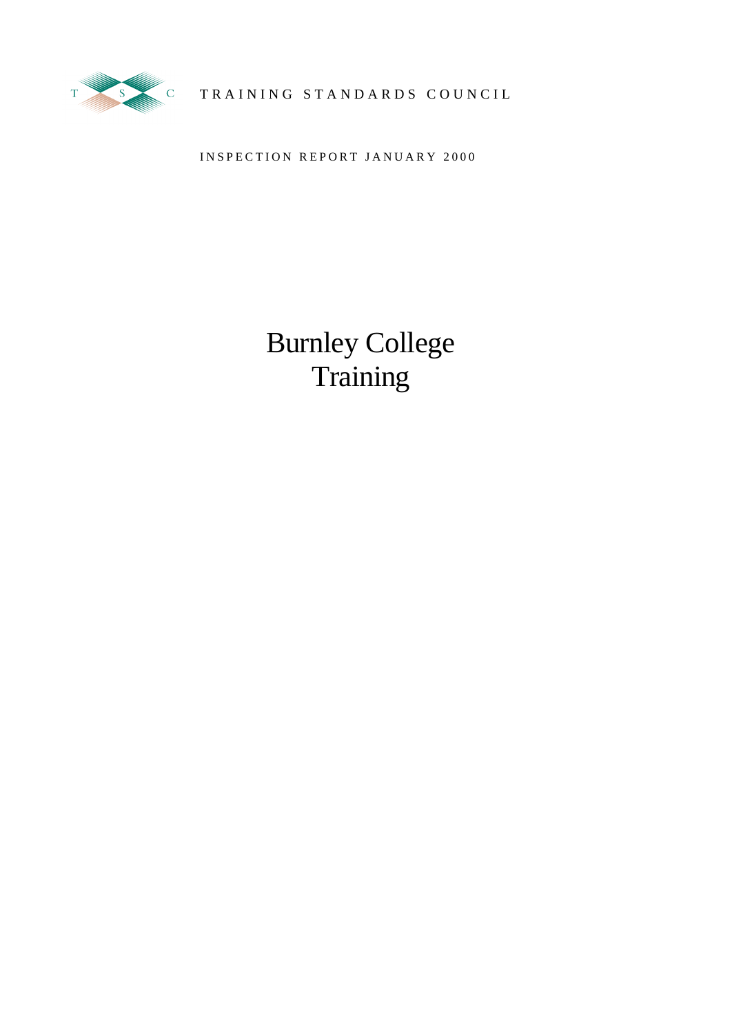TRAINING STANDARDS COUNCIL

INSPECTION REPORT JANUARY 2000

# Burnley College Training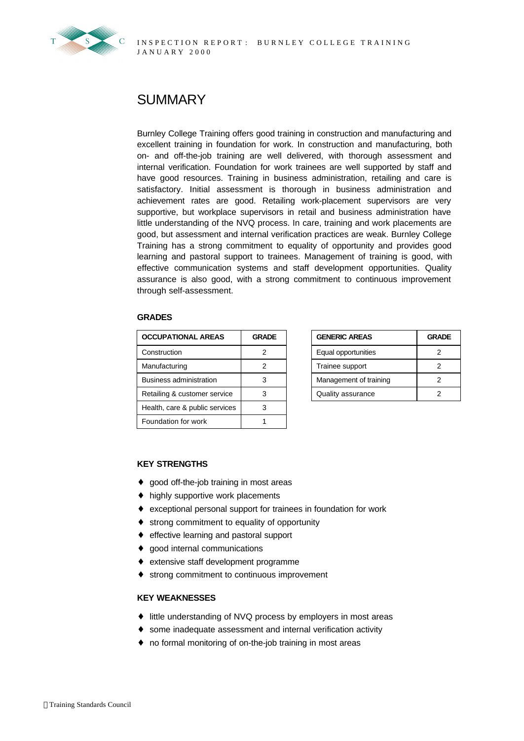# SUMMARY

Burnley College Training offers good training in construction and manufacturing and excellent training in foundation for work. In construction and manufacturing, both on- and off-the-job training are well delivered, with thorough assessment and internal verification. Foundation for work trainees are well supported by staff and have good resources. Training in business administration, retailing and care is satisfactory. Initial assessment is thorough in business administration and achievement rates are good. Retailing work-placement supervisors are very supportive, but workplace supervisors in retail and business administration have little understanding of the NVQ process. In care, training and work placements are good, but assessment and internal verification practices are weak. Burnley College Training has a strong commitment to equality of opportunity and provides good learning and pastoral support to trainees. Management of training is good, with effective communication systems and staff development opportunities. Quality assurance is also good, with a strong commitment to continuous improvement through self-assessment.

### GRADES

| OCCUPATIONAL AREAS | GRADE |
|---|---|
| Construction | 2 |
| Manufacturing | 2 |
| Business administration | 3 |
| Retailing & customer service | 3 |
| Health, care & public services | 3 |
| Foundation for work | 1 |

| GENERIC AREAS | GRADE |
|---|---|
| Equal opportunities | 2 |
| Trainee support | 2 |
| Management of training | 2 |
| Quality assurance | 2 |

### KEY STRENGTHS

- good off-the-job training in most areas
- highly supportive work placements
- exceptional personal support for trainees in foundation for work
- strong commitment to equality of opportunity
- effective learning and pastoral support
- good internal communications
- extensive staff development programme
- strong commitment to continuous improvement

### KEY WEAKNESSES

- little understanding of NVQ process by employers in most areas
- some inadequate assessment and internal verification activity
- no formal monitoring of on-the-job training in most areas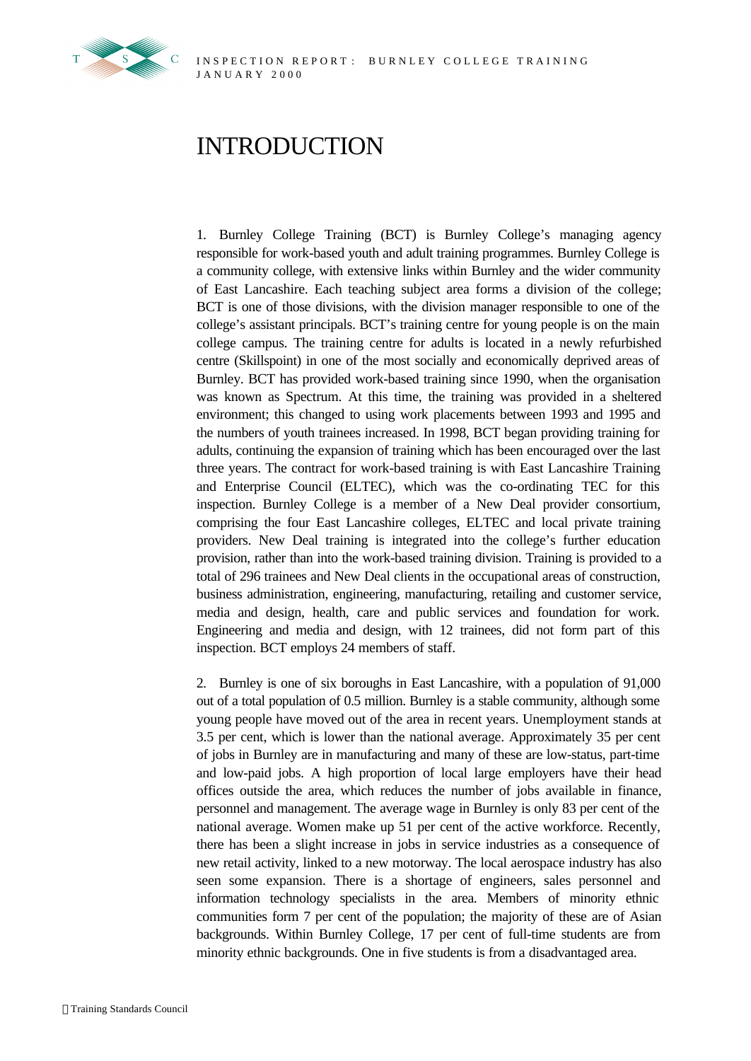# INTRODUCTION

1. Burnley College Training (BCT) is Burnley College's managing agency responsible for work-based youth and adult training programmes. Burnley College is a community college, with extensive links within Burnley and the wider community of East Lancashire. Each teaching subject area forms a division of the college; BCT is one of those divisions, with the division manager responsible to one of the college's assistant principals. BCT's training centre for young people is on the main college campus. The training centre for adults is located in a newly refurbished centre (Skillspoint) in one of the most socially and economically deprived areas of Burnley. BCT has provided work-based training since 1990, when the organisation was known as Spectrum. At this time, the training was provided in a sheltered environment; this changed to using work placements between 1993 and 1995 and the numbers of youth trainees increased. In 1998, BCT began providing training for adults, continuing the expansion of training which has been encouraged over the last three years. The contract for work-based training is with East Lancashire Training and Enterprise Council (ELTEC), which was the co-ordinating TEC for this inspection. Burnley College is a member of a New Deal provider consortium, comprising the four East Lancashire colleges, ELTEC and local private training providers. New Deal training is integrated into the college's further education provision, rather than into the work-based training division. Training is provided to a total of 296 trainees and New Deal clients in the occupational areas of construction, business administration, engineering, manufacturing, retailing and customer service, media and design, health, care and public services and foundation for work. Engineering and media and design, with 12 trainees, did not form part of this inspection. BCT employs 24 members of staff.

2. Burnley is one of six boroughs in East Lancashire, with a population of 91,000 out of a total population of 0.5 million. Burnley is a stable community, although some young people have moved out of the area in recent years. Unemployment stands at 3.5 per cent, which is lower than the national average. Approximately 35 per cent of jobs in Burnley are in manufacturing and many of these are low-status, part-time and low-paid jobs. A high proportion of local large employers have their head offices outside the area, which reduces the number of jobs available in finance, personnel and management. The average wage in Burnley is only 83 per cent of the national average. Women make up 51 per cent of the active workforce. Recently, there has been a slight increase in jobs in service industries as a consequence of new retail activity, linked to a new motorway. The local aerospace industry has also seen some expansion. There is a shortage of engineers, sales personnel and information technology specialists in the area. Members of minority ethnic communities form 7 per cent of the population; the majority of these are of Asian backgrounds. Within Burnley College, 17 per cent of full-time students are from minority ethnic backgrounds. One in five students is from a disadvantaged area.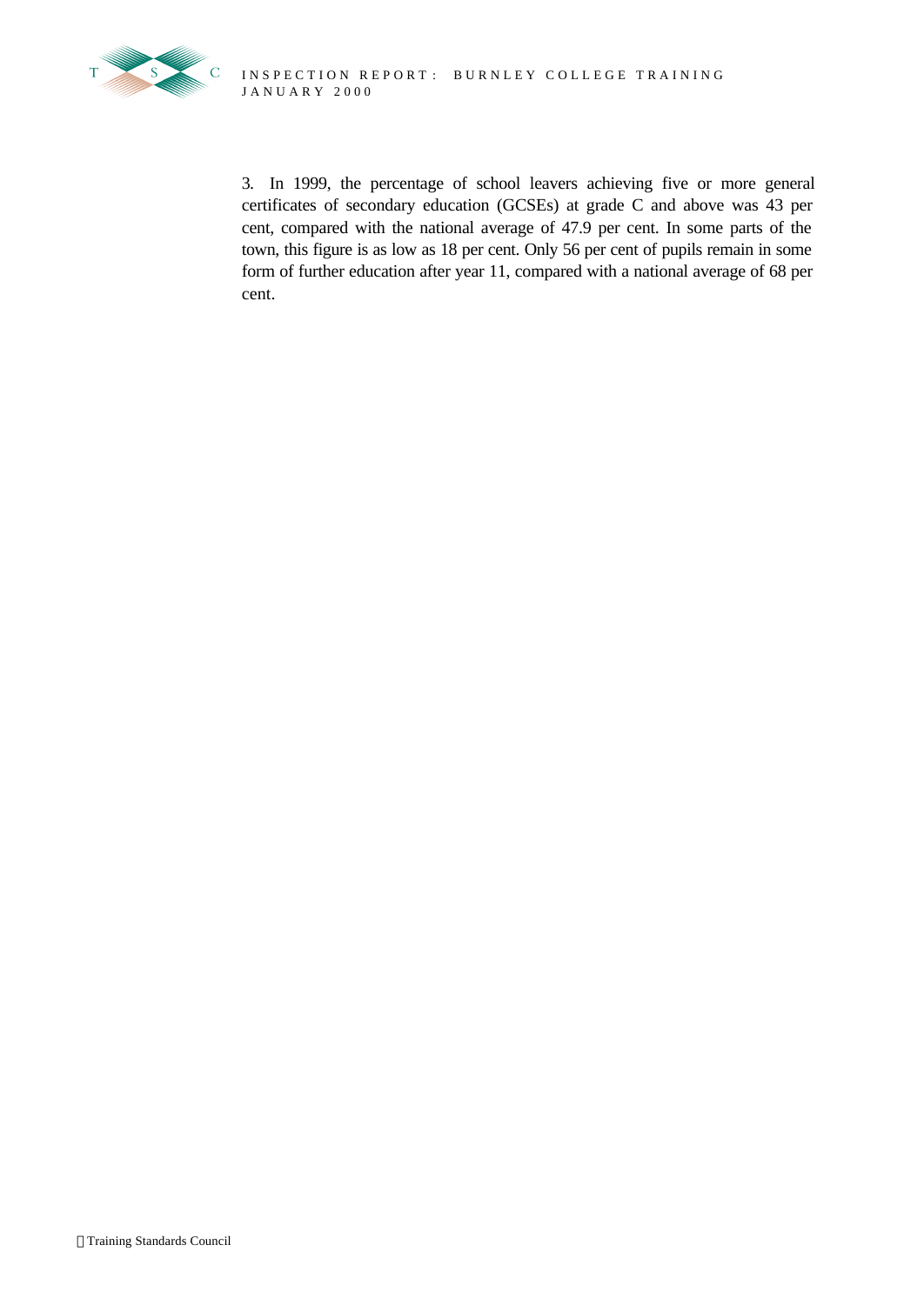3. In 1999, the percentage of school leavers achieving five or more general certificates of secondary education (GCSEs) at grade C and above was 43 per cent, compared with the national average of 47.9 per cent. In some parts of the town, this figure is as low as 18 per cent. Only 56 per cent of pupils remain in some form of further education after year 11, compared with a national average of 68 per cent.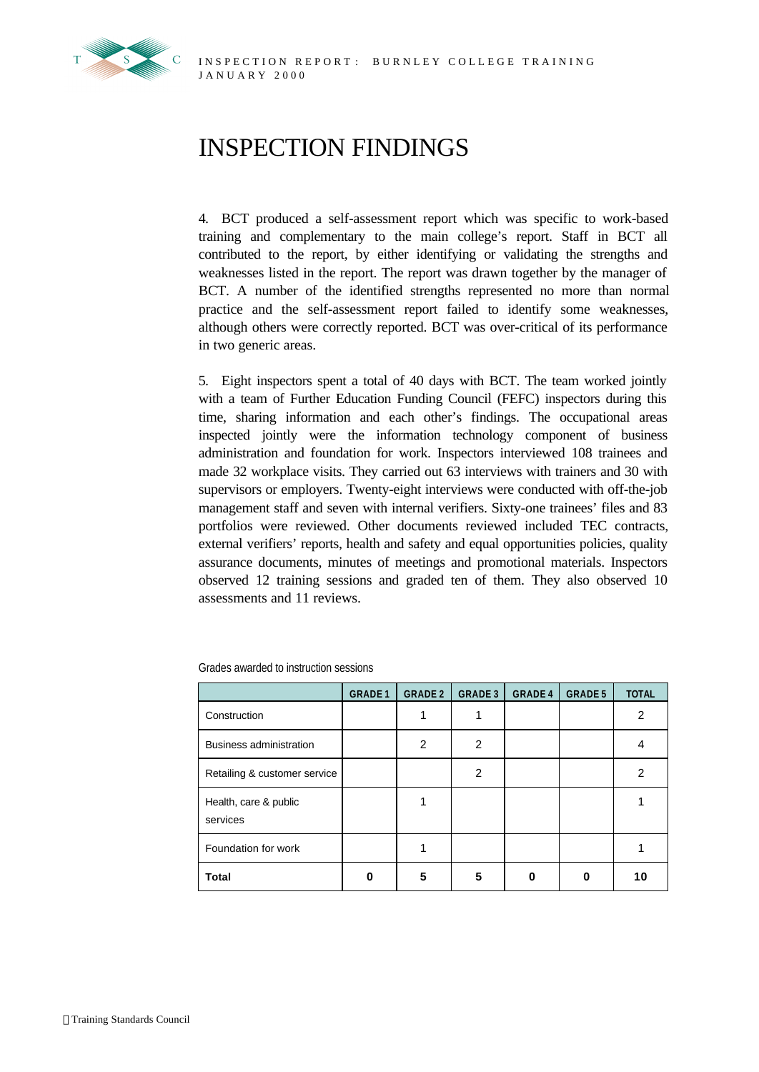# INSPECTION FINDINGS

4. BCT produced a self-assessment report which was specific to work-based training and complementary to the main college's report. Staff in BCT all contributed to the report, by either identifying or validating the strengths and weaknesses listed in the report. The report was drawn together by the manager of BCT. A number of the identified strengths represented no more than normal practice and the self-assessment report failed to identify some weaknesses, although others were correctly reported. BCT was over-critical of its performance in two generic areas.

5. Eight inspectors spent a total of 40 days with BCT. The team worked jointly with a team of Further Education Funding Council (FEFC) inspectors during this time, sharing information and each other's findings. The occupational areas inspected jointly were the information technology component of business administration and foundation for work. Inspectors interviewed 108 trainees and made 32 workplace visits. They carried out 63 interviews with trainers and 30 with supervisors or employers. Twenty-eight interviews were conducted with off-the-job management staff and seven with internal verifiers. Sixty-one trainees' files and 83 portfolios were reviewed. Other documents reviewed included TEC contracts, external verifiers' reports, health and safety and equal opportunities policies, quality assurance documents, minutes of meetings and promotional materials. Inspectors observed 12 training sessions and graded ten of them. They also observed 10 assessments and 11 reviews.

Grades awarded to instruction sessions

| | GRADE 1 | GRADE 2 | GRADE 3 | GRADE 4 | GRADE 5 | TOTAL |
|---|---|---|---|---|---|---|
| Construction | | 1 | 1 | | | 2 |
| Business administration | | 2 | 2 | | | 4 |
| Retailing & customer service | | | 2 | | | 2 |
| Health, care & public services | | 1 | | | | 1 |
| Foundation for work | | 1 | | | | 1 |
| **Total** | **0** | **5** | **5** | **0** | **0** | **10** |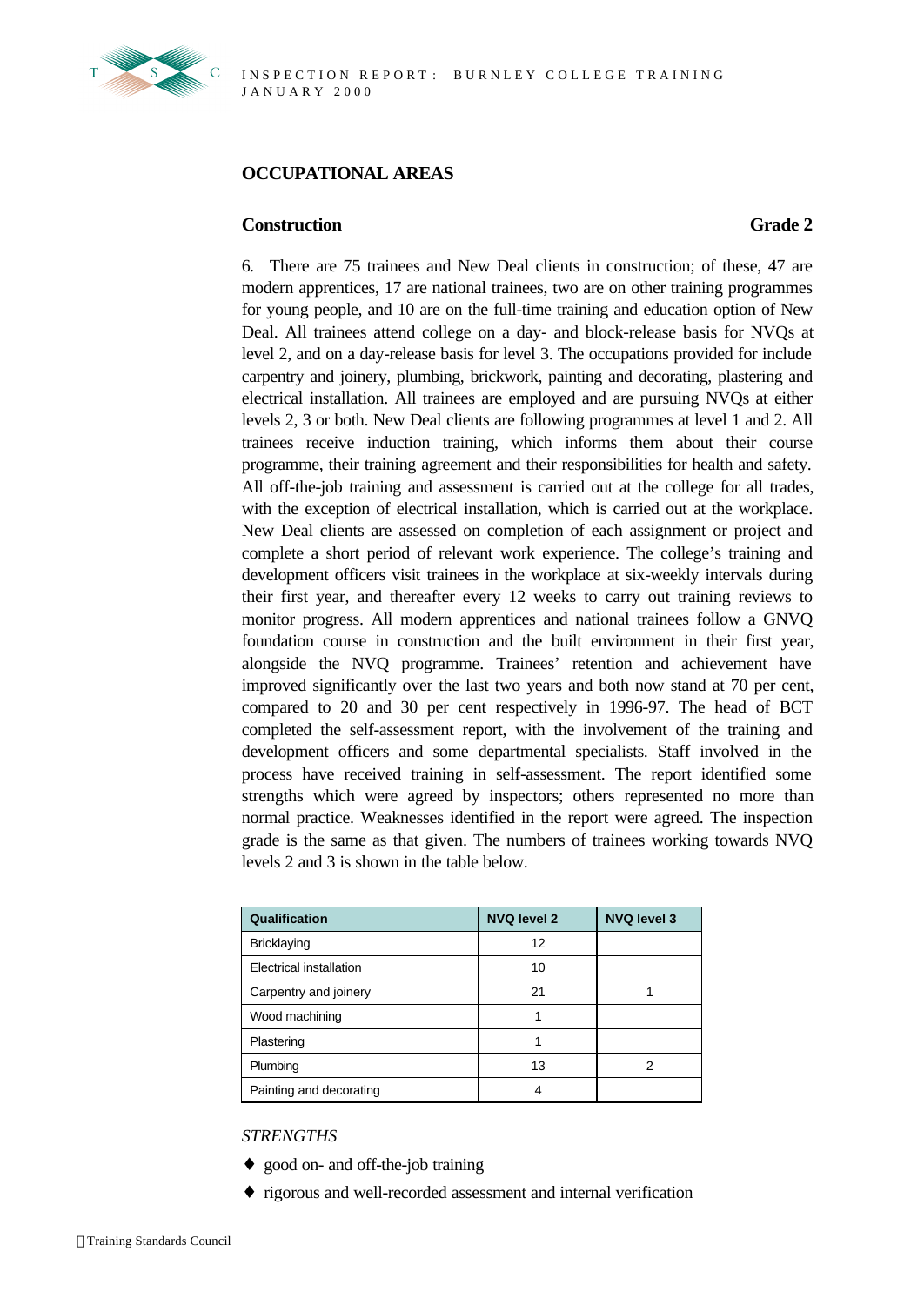## OCCUPATIONAL AREAS

### Construction — Grade 2

6. There are 75 trainees and New Deal clients in construction; of these, 47 are modern apprentices, 17 are national trainees, two are on other training programmes for young people, and 10 are on the full-time training and education option of New Deal. All trainees attend college on a day- and block-release basis for NVQs at level 2, and on a day-release basis for level 3. The occupations provided for include carpentry and joinery, plumbing, brickwork, painting and decorating, plastering and electrical installation. All trainees are employed and are pursuing NVQs at either levels 2, 3 or both. New Deal clients are following programmes at level 1 and 2. All trainees receive induction training, which informs them about their course programme, their training agreement and their responsibilities for health and safety. All off-the-job training and assessment is carried out at the college for all trades, with the exception of electrical installation, which is carried out at the workplace. New Deal clients are assessed on completion of each assignment or project and complete a short period of relevant work experience. The college's training and development officers visit trainees in the workplace at six-weekly intervals during their first year, and thereafter every 12 weeks to carry out training reviews to monitor progress. All modern apprentices and national trainees follow a GNVQ foundation course in construction and the built environment in their first year, alongside the NVQ programme. Trainees' retention and achievement have improved significantly over the last two years and both now stand at 70 per cent, compared to 20 and 30 per cent respectively in 1996-97. The head of BCT completed the self-assessment report, with the involvement of the training and development officers and some departmental specialists. Staff involved in the process have received training in self-assessment. The report identified some strengths which were agreed by inspectors; others represented no more than normal practice. Weaknesses identified in the report were agreed. The inspection grade is the same as that given. The numbers of trainees working towards NVQ levels 2 and 3 is shown in the table below.

| Qualification | NVQ level 2 | NVQ level 3 |
|---|---|---|
| Bricklaying | 12 | |
| Electrical installation | 10 | |
| Carpentry and joinery | 21 | 1 |
| Wood machining | 1 | |
| Plastering | 1 | |
| Plumbing | 13 | 2 |
| Painting and decorating | 4 | |

*STRENGTHS*

- good on- and off-the-job training
- rigorous and well-recorded assessment and internal verification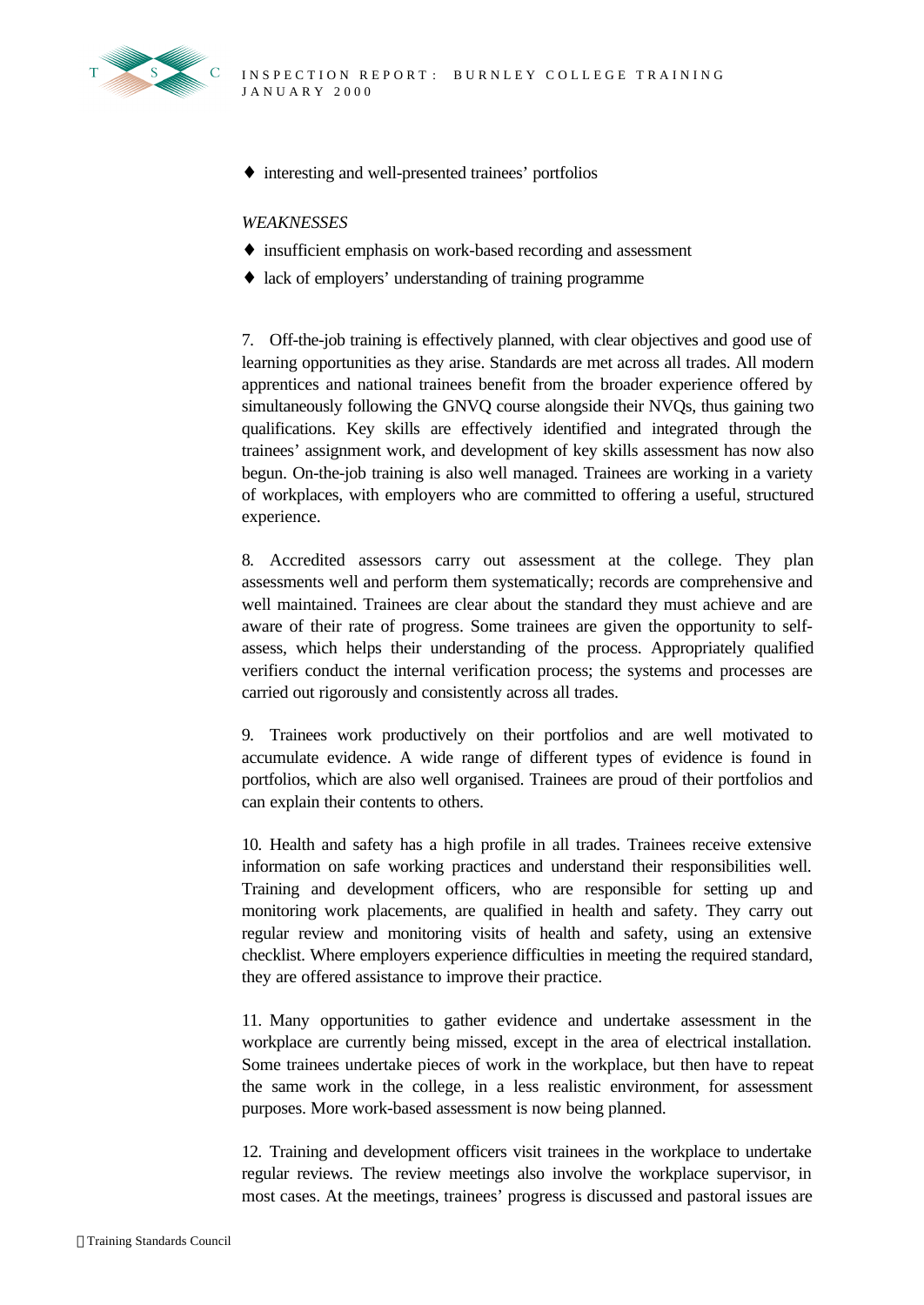- interesting and well-presented trainees' portfolios

*WEAKNESSES*

- insufficient emphasis on work-based recording and assessment
- lack of employers' understanding of training programme

7. Off-the-job training is effectively planned, with clear objectives and good use of learning opportunities as they arise. Standards are met across all trades. All modern apprentices and national trainees benefit from the broader experience offered by simultaneously following the GNVQ course alongside their NVQs, thus gaining two qualifications. Key skills are effectively identified and integrated through the trainees' assignment work, and development of key skills assessment has now also begun. On-the-job training is also well managed. Trainees are working in a variety of workplaces, with employers who are committed to offering a useful, structured experience.

8. Accredited assessors carry out assessment at the college. They plan assessments well and perform them systematically; records are comprehensive and well maintained. Trainees are clear about the standard they must achieve and are aware of their rate of progress. Some trainees are given the opportunity to self-assess, which helps their understanding of the process. Appropriately qualified verifiers conduct the internal verification process; the systems and processes are carried out rigorously and consistently across all trades.

9. Trainees work productively on their portfolios and are well motivated to accumulate evidence. A wide range of different types of evidence is found in portfolios, which are also well organised. Trainees are proud of their portfolios and can explain their contents to others.

10. Health and safety has a high profile in all trades. Trainees receive extensive information on safe working practices and understand their responsibilities well. Training and development officers, who are responsible for setting up and monitoring work placements, are qualified in health and safety. They carry out regular review and monitoring visits of health and safety, using an extensive checklist. Where employers experience difficulties in meeting the required standard, they are offered assistance to improve their practice.

11. Many opportunities to gather evidence and undertake assessment in the workplace are currently being missed, except in the area of electrical installation. Some trainees undertake pieces of work in the workplace, but then have to repeat the same work in the college, in a less realistic environment, for assessment purposes. More work-based assessment is now being planned.

12. Training and development officers visit trainees in the workplace to undertake regular reviews. The review meetings also involve the workplace supervisor, in most cases. At the meetings, trainees' progress is discussed and pastoral issues are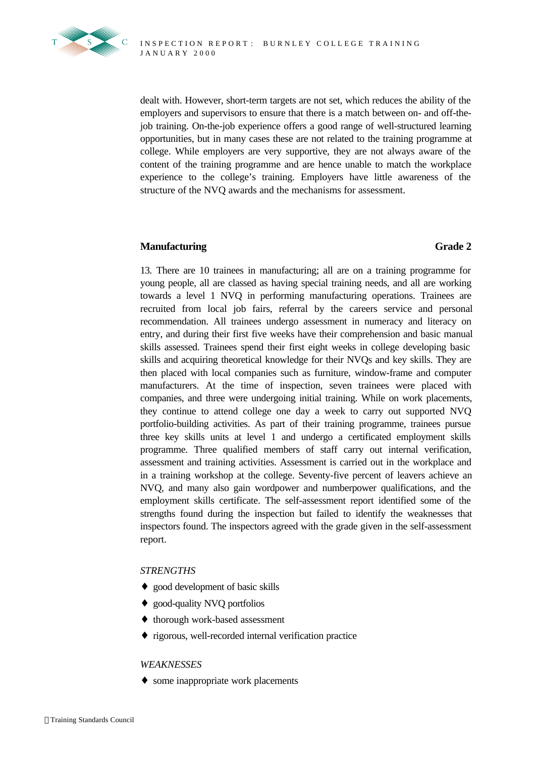dealt with. However, short-term targets are not set, which reduces the ability of the employers and supervisors to ensure that there is a match between on- and off-the-job training. On-the-job experience offers a good range of well-structured learning opportunities, but in many cases these are not related to the training programme at college. While employers are very supportive, they are not always aware of the content of the training programme and are hence unable to match the workplace experience to the college's training. Employers have little awareness of the structure of the NVQ awards and the mechanisms for assessment.

## Manufacturing — Grade 2

13. There are 10 trainees in manufacturing; all are on a training programme for young people, all are classed as having special training needs, and all are working towards a level 1 NVQ in performing manufacturing operations. Trainees are recruited from local job fairs, referral by the careers service and personal recommendation. All trainees undergo assessment in numeracy and literacy on entry, and during their first five weeks have their comprehension and basic manual skills assessed. Trainees spend their first eight weeks in college developing basic skills and acquiring theoretical knowledge for their NVQs and key skills. They are then placed with local companies such as furniture, window-frame and computer manufacturers. At the time of inspection, seven trainees were placed with companies, and three were undergoing initial training. While on work placements, they continue to attend college one day a week to carry out supported NVQ portfolio-building activities. As part of their training programme, trainees pursue three key skills units at level 1 and undergo a certificated employment skills programme. Three qualified members of staff carry out internal verification, assessment and training activities. Assessment is carried out in the workplace and in a training workshop at the college. Seventy-five percent of leavers achieve an NVQ, and many also gain wordpower and numberpower qualifications, and the employment skills certificate. The self-assessment report identified some of the strengths found during the inspection but failed to identify the weaknesses that inspectors found. The inspectors agreed with the grade given in the self-assessment report.

*STRENGTHS*

- good development of basic skills
- good-quality NVQ portfolios
- thorough work-based assessment
- rigorous, well-recorded internal verification practice

*WEAKNESSES*

- some inappropriate work placements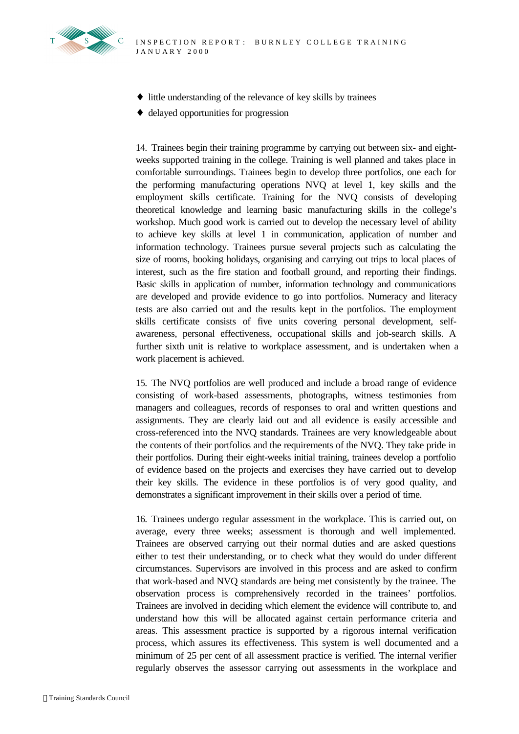- little understanding of the relevance of key skills by trainees
- delayed opportunities for progression

14. Trainees begin their training programme by carrying out between six- and eight-weeks supported training in the college. Training is well planned and takes place in comfortable surroundings. Trainees begin to develop three portfolios, one each for the performing manufacturing operations NVQ at level 1, key skills and the employment skills certificate. Training for the NVQ consists of developing theoretical knowledge and learning basic manufacturing skills in the college's workshop. Much good work is carried out to develop the necessary level of ability to achieve key skills at level 1 in communication, application of number and information technology. Trainees pursue several projects such as calculating the size of rooms, booking holidays, organising and carrying out trips to local places of interest, such as the fire station and football ground, and reporting their findings. Basic skills in application of number, information technology and communications are developed and provide evidence to go into portfolios. Numeracy and literacy tests are also carried out and the results kept in the portfolios. The employment skills certificate consists of five units covering personal development, self-awareness, personal effectiveness, occupational skills and job-search skills. A further sixth unit is relative to workplace assessment, and is undertaken when a work placement is achieved.

15. The NVQ portfolios are well produced and include a broad range of evidence consisting of work-based assessments, photographs, witness testimonies from managers and colleagues, records of responses to oral and written questions and assignments. They are clearly laid out and all evidence is easily accessible and cross-referenced into the NVQ standards. Trainees are very knowledgeable about the contents of their portfolios and the requirements of the NVQ. They take pride in their portfolios. During their eight-weeks initial training, trainees develop a portfolio of evidence based on the projects and exercises they have carried out to develop their key skills. The evidence in these portfolios is of very good quality, and demonstrates a significant improvement in their skills over a period of time.

16. Trainees undergo regular assessment in the workplace. This is carried out, on average, every three weeks; assessment is thorough and well implemented. Trainees are observed carrying out their normal duties and are asked questions either to test their understanding, or to check what they would do under different circumstances. Supervisors are involved in this process and are asked to confirm that work-based and NVQ standards are being met consistently by the trainee. The observation process is comprehensively recorded in the trainees' portfolios. Trainees are involved in deciding which element the evidence will contribute to, and understand how this will be allocated against certain performance criteria and areas. This assessment practice is supported by a rigorous internal verification process, which assures its effectiveness. This system is well documented and a minimum of 25 per cent of all assessment practice is verified. The internal verifier regularly observes the assessor carrying out assessments in the workplace and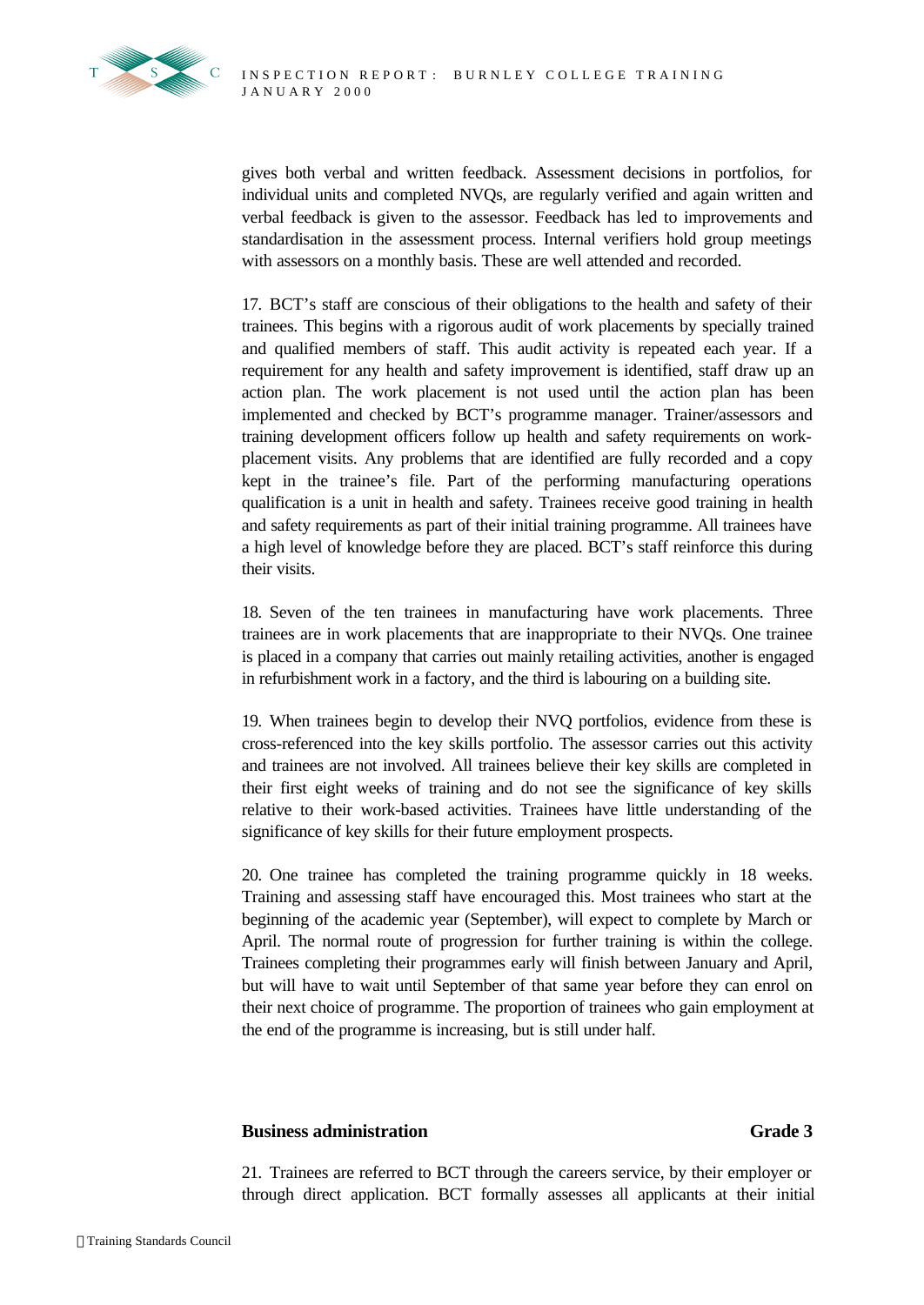gives both verbal and written feedback. Assessment decisions in portfolios, for individual units and completed NVQs, are regularly verified and again written and verbal feedback is given to the assessor. Feedback has led to improvements and standardisation in the assessment process. Internal verifiers hold group meetings with assessors on a monthly basis. These are well attended and recorded.

17. BCT's staff are conscious of their obligations to the health and safety of their trainees. This begins with a rigorous audit of work placements by specially trained and qualified members of staff. This audit activity is repeated each year. If a requirement for any health and safety improvement is identified, staff draw up an action plan. The work placement is not used until the action plan has been implemented and checked by BCT's programme manager. Trainer/assessors and training development officers follow up health and safety requirements on work-placement visits. Any problems that are identified are fully recorded and a copy kept in the trainee's file. Part of the performing manufacturing operations qualification is a unit in health and safety. Trainees receive good training in health and safety requirements as part of their initial training programme. All trainees have a high level of knowledge before they are placed. BCT's staff reinforce this during their visits.

18. Seven of the ten trainees in manufacturing have work placements. Three trainees are in work placements that are inappropriate to their NVQs. One trainee is placed in a company that carries out mainly retailing activities, another is engaged in refurbishment work in a factory, and the third is labouring on a building site.

19. When trainees begin to develop their NVQ portfolios, evidence from these is cross-referenced into the key skills portfolio. The assessor carries out this activity and trainees are not involved. All trainees believe their key skills are completed in their first eight weeks of training and do not see the significance of key skills relative to their work-based activities. Trainees have little understanding of the significance of key skills for their future employment prospects.

20. One trainee has completed the training programme quickly in 18 weeks. Training and assessing staff have encouraged this. Most trainees who start at the beginning of the academic year (September), will expect to complete by March or April. The normal route of progression for further training is within the college. Trainees completing their programmes early will finish between January and April, but will have to wait until September of that same year before they can enrol on their next choice of programme. The proportion of trainees who gain employment at the end of the programme is increasing, but is still under half.

## Business administration — Grade 3

21. Trainees are referred to BCT through the careers service, by their employer or through direct application. BCT formally assesses all applicants at their initial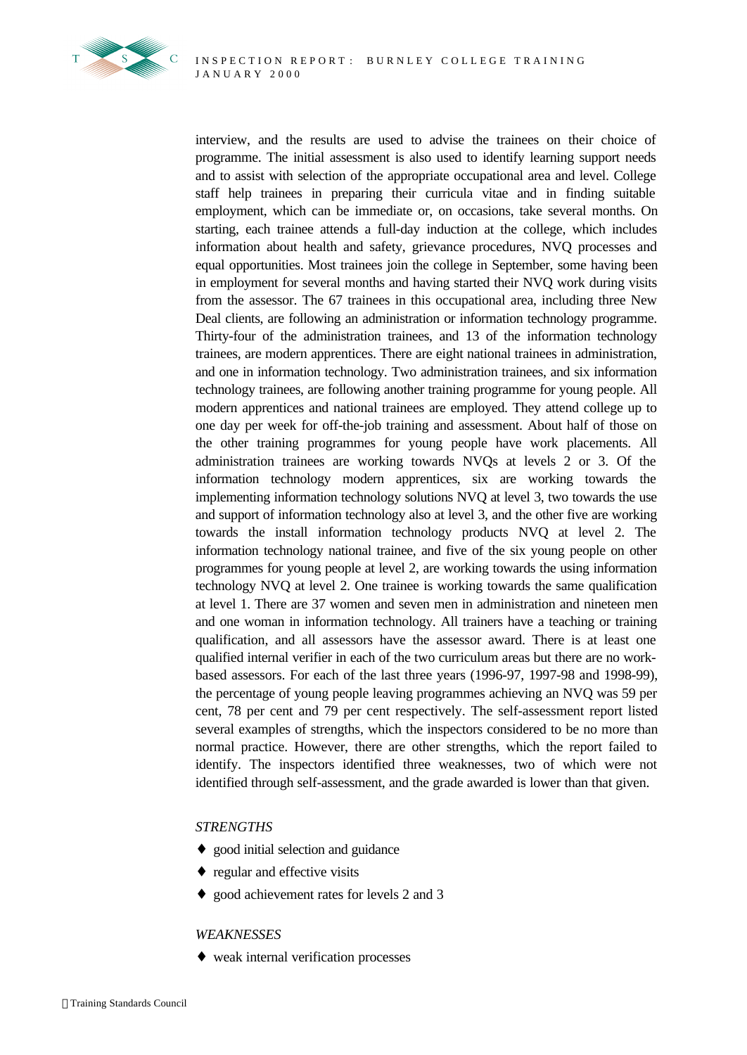interview, and the results are used to advise the trainees on their choice of programme. The initial assessment is also used to identify learning support needs and to assist with selection of the appropriate occupational area and level. College staff help trainees in preparing their curricula vitae and in finding suitable employment, which can be immediate or, on occasions, take several months. On starting, each trainee attends a full-day induction at the college, which includes information about health and safety, grievance procedures, NVQ processes and equal opportunities. Most trainees join the college in September, some having been in employment for several months and having started their NVQ work during visits from the assessor. The 67 trainees in this occupational area, including three New Deal clients, are following an administration or information technology programme. Thirty-four of the administration trainees, and 13 of the information technology trainees, are modern apprentices. There are eight national trainees in administration, and one in information technology. Two administration trainees, and six information technology trainees, are following another training programme for young people. All modern apprentices and national trainees are employed. They attend college up to one day per week for off-the-job training and assessment. About half of those on the other training programmes for young people have work placements. All administration trainees are working towards NVQs at levels 2 or 3. Of the information technology modern apprentices, six are working towards the implementing information technology solutions NVQ at level 3, two towards the use and support of information technology also at level 3, and the other five are working towards the install information technology products NVQ at level 2. The information technology national trainee, and five of the six young people on other programmes for young people at level 2, are working towards the using information technology NVQ at level 2. One trainee is working towards the same qualification at level 1. There are 37 women and seven men in administration and nineteen men and one woman in information technology. All trainers have a teaching or training qualification, and all assessors have the assessor award. There is at least one qualified internal verifier in each of the two curriculum areas but there are no work-based assessors. For each of the last three years (1996-97, 1997-98 and 1998-99), the percentage of young people leaving programmes achieving an NVQ was 59 per cent, 78 per cent and 79 per cent respectively. The self-assessment report listed several examples of strengths, which the inspectors considered to be no more than normal practice. However, there are other strengths, which the report failed to identify. The inspectors identified three weaknesses, two of which were not identified through self-assessment, and the grade awarded is lower than that given.

*STRENGTHS*

- good initial selection and guidance
- regular and effective visits
- good achievement rates for levels 2 and 3

*WEAKNESSES*

- weak internal verification processes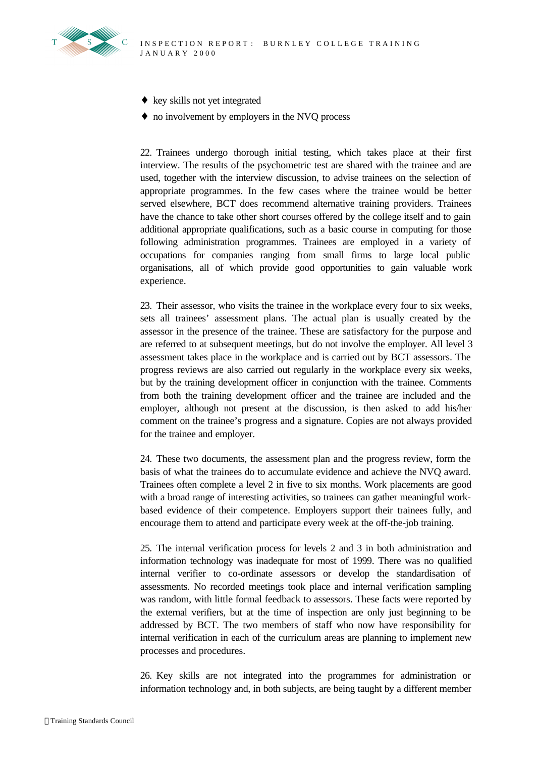- key skills not yet integrated
- no involvement by employers in the NVQ process

22. Trainees undergo thorough initial testing, which takes place at their first interview. The results of the psychometric test are shared with the trainee and are used, together with the interview discussion, to advise trainees on the selection of appropriate programmes. In the few cases where the trainee would be better served elsewhere, BCT does recommend alternative training providers. Trainees have the chance to take other short courses offered by the college itself and to gain additional appropriate qualifications, such as a basic course in computing for those following administration programmes. Trainees are employed in a variety of occupations for companies ranging from small firms to large local public organisations, all of which provide good opportunities to gain valuable work experience.

23. Their assessor, who visits the trainee in the workplace every four to six weeks, sets all trainees' assessment plans. The actual plan is usually created by the assessor in the presence of the trainee. These are satisfactory for the purpose and are referred to at subsequent meetings, but do not involve the employer. All level 3 assessment takes place in the workplace and is carried out by BCT assessors. The progress reviews are also carried out regularly in the workplace every six weeks, but by the training development officer in conjunction with the trainee. Comments from both the training development officer and the trainee are included and the employer, although not present at the discussion, is then asked to add his/her comment on the trainee's progress and a signature. Copies are not always provided for the trainee and employer.

24. These two documents, the assessment plan and the progress review, form the basis of what the trainees do to accumulate evidence and achieve the NVQ award. Trainees often complete a level 2 in five to six months. Work placements are good with a broad range of interesting activities, so trainees can gather meaningful work-based evidence of their competence. Employers support their trainees fully, and encourage them to attend and participate every week at the off-the-job training.

25. The internal verification process for levels 2 and 3 in both administration and information technology was inadequate for most of 1999. There was no qualified internal verifier to co-ordinate assessors or develop the standardisation of assessments. No recorded meetings took place and internal verification sampling was random, with little formal feedback to assessors. These facts were reported by the external verifiers, but at the time of inspection are only just beginning to be addressed by BCT. The two members of staff who now have responsibility for internal verification in each of the curriculum areas are planning to implement new processes and procedures.

26. Key skills are not integrated into the programmes for administration or information technology and, in both subjects, are being taught by a different member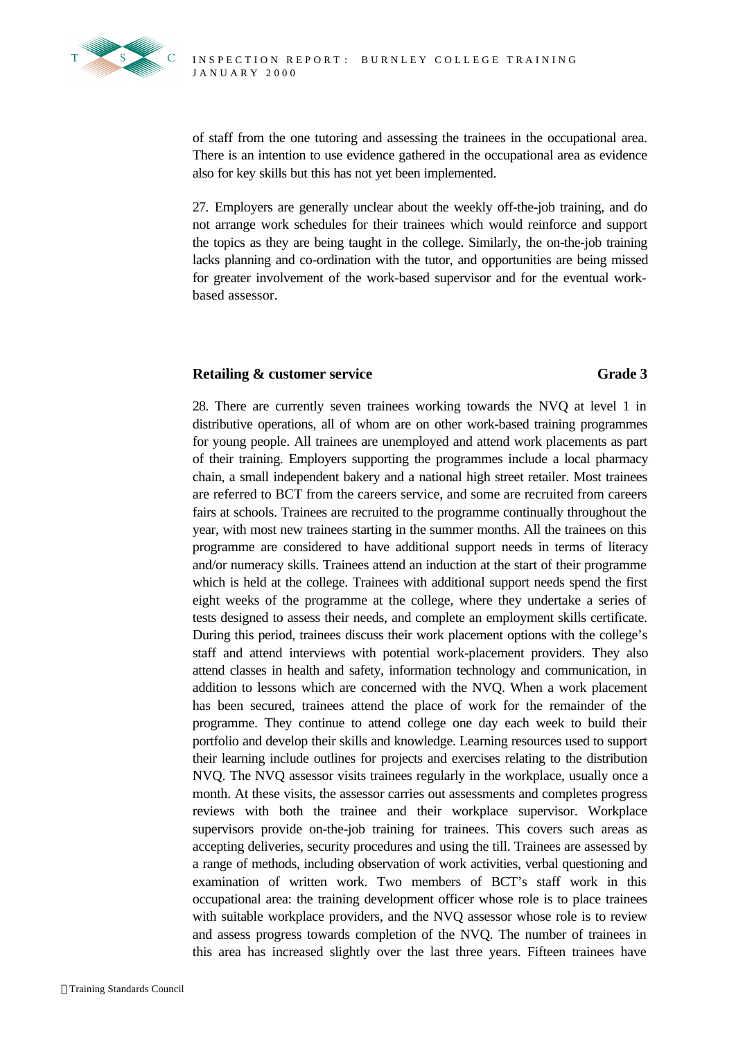of staff from the one tutoring and assessing the trainees in the occupational area. There is an intention to use evidence gathered in the occupational area as evidence also for key skills but this has not yet been implemented.

27. Employers are generally unclear about the weekly off-the-job training, and do not arrange work schedules for their trainees which would reinforce and support the topics as they are being taught in the college. Similarly, the on-the-job training lacks planning and co-ordination with the tutor, and opportunities are being missed for greater involvement of the work-based supervisor and for the eventual work-based assessor.

**Retailing & customer service** **Grade 3**

28. There are currently seven trainees working towards the NVQ at level 1 in distributive operations, all of whom are on other work-based training programmes for young people. All trainees are unemployed and attend work placements as part of their training. Employers supporting the programmes include a local pharmacy chain, a small independent bakery and a national high street retailer. Most trainees are referred to BCT from the careers service, and some are recruited from careers fairs at schools. Trainees are recruited to the programme continually throughout the year, with most new trainees starting in the summer months. All the trainees on this programme are considered to have additional support needs in terms of literacy and/or numeracy skills. Trainees attend an induction at the start of their programme which is held at the college. Trainees with additional support needs spend the first eight weeks of the programme at the college, where they undertake a series of tests designed to assess their needs, and complete an employment skills certificate. During this period, trainees discuss their work placement options with the college's staff and attend interviews with potential work-placement providers. They also attend classes in health and safety, information technology and communication, in addition to lessons which are concerned with the NVQ. When a work placement has been secured, trainees attend the place of work for the remainder of the programme. They continue to attend college one day each week to build their portfolio and develop their skills and knowledge. Learning resources used to support their learning include outlines for projects and exercises relating to the distribution NVQ. The NVQ assessor visits trainees regularly in the workplace, usually once a month. At these visits, the assessor carries out assessments and completes progress reviews with both the trainee and their workplace supervisor. Workplace supervisors provide on-the-job training for trainees. This covers such areas as accepting deliveries, security procedures and using the till. Trainees are assessed by a range of methods, including observation of work activities, verbal questioning and examination of written work. Two members of BCT's staff work in this occupational area: the training development officer whose role is to place trainees with suitable workplace providers, and the NVQ assessor whose role is to review and assess progress towards completion of the NVQ. The number of trainees in this area has increased slightly over the last three years. Fifteen trainees have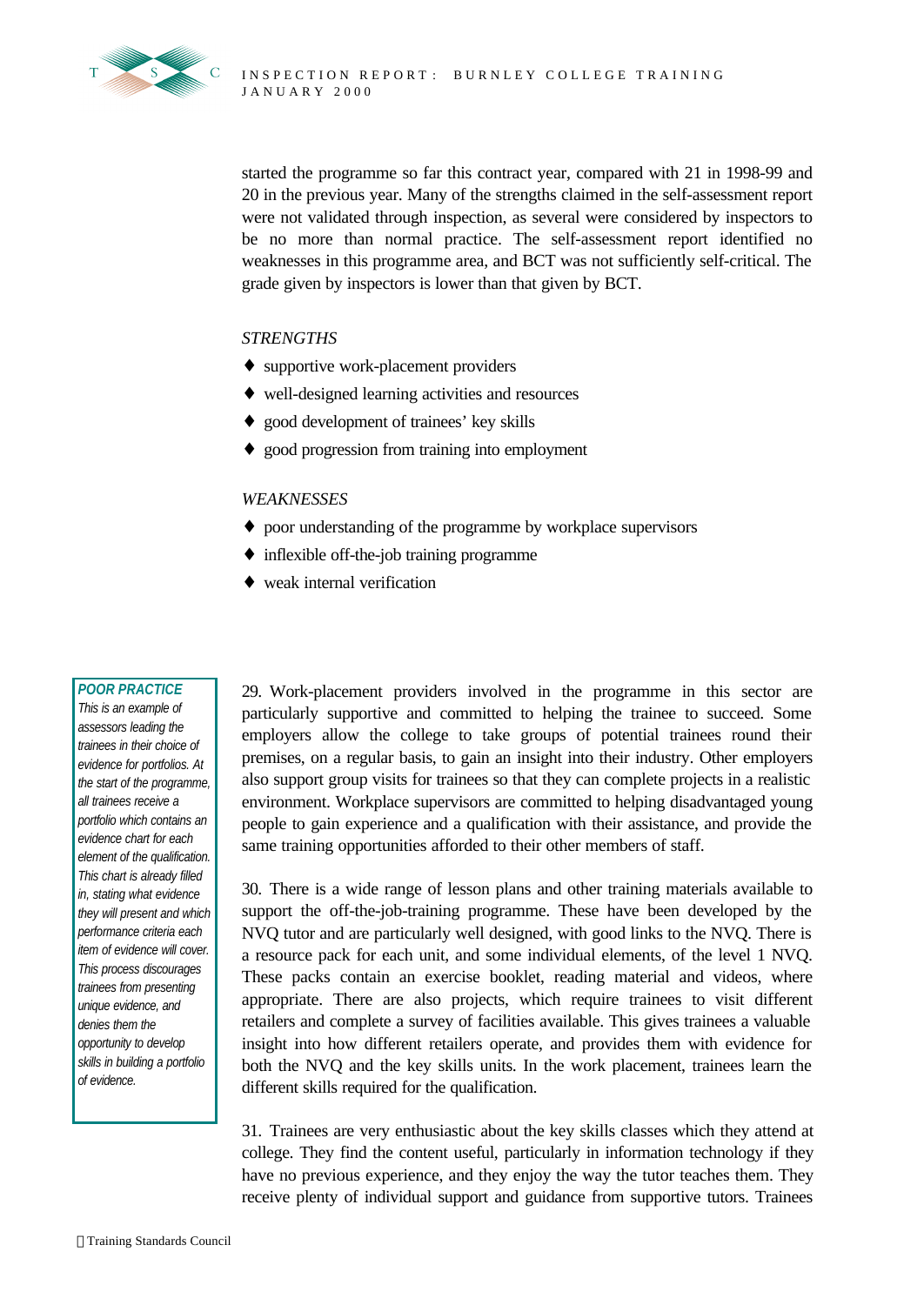started the programme so far this contract year, compared with 21 in 1998-99 and 20 in the previous year. Many of the strengths claimed in the self-assessment report were not validated through inspection, as several were considered by inspectors to be no more than normal practice. The self-assessment report identified no weaknesses in this programme area, and BCT was not sufficiently self-critical. The grade given by inspectors is lower than that given by BCT.

*STRENGTHS*

- supportive work-placement providers
- well-designed learning activities and resources
- good development of trainees' key skills
- good progression from training into employment

*WEAKNESSES*

- poor understanding of the programme by workplace supervisors
- inflexible off-the-job training programme
- weak internal verification

> ***POOR PRACTICE***
> *This is an example of assessors leading the trainees in their choice of evidence for portfolios. At the start of the programme, all trainees receive a portfolio which contains an evidence chart for each element of the qualification. This chart is already filled in, stating what evidence they will present and which performance criteria each item of evidence will cover. This process discourages trainees from presenting unique evidence, and denies them the opportunity to develop skills in building a portfolio of evidence.*

29. Work-placement providers involved in the programme in this sector are particularly supportive and committed to helping the trainee to succeed. Some employers allow the college to take groups of potential trainees round their premises, on a regular basis, to gain an insight into their industry. Other employers also support group visits for trainees so that they can complete projects in a realistic environment. Workplace supervisors are committed to helping disadvantaged young people to gain experience and a qualification with their assistance, and provide the same training opportunities afforded to their other members of staff.

30. There is a wide range of lesson plans and other training materials available to support the off-the-job-training programme. These have been developed by the NVQ tutor and are particularly well designed, with good links to the NVQ. There is a resource pack for each unit, and some individual elements, of the level 1 NVQ. These packs contain an exercise booklet, reading material and videos, where appropriate. There are also projects, which require trainees to visit different retailers and complete a survey of facilities available. This gives trainees a valuable insight into how different retailers operate, and provides them with evidence for both the NVQ and the key skills units. In the work placement, trainees learn the different skills required for the qualification.

31. Trainees are very enthusiastic about the key skills classes which they attend at college. They find the content useful, particularly in information technology if they have no previous experience, and they enjoy the way the tutor teaches them. They receive plenty of individual support and guidance from supportive tutors. Trainees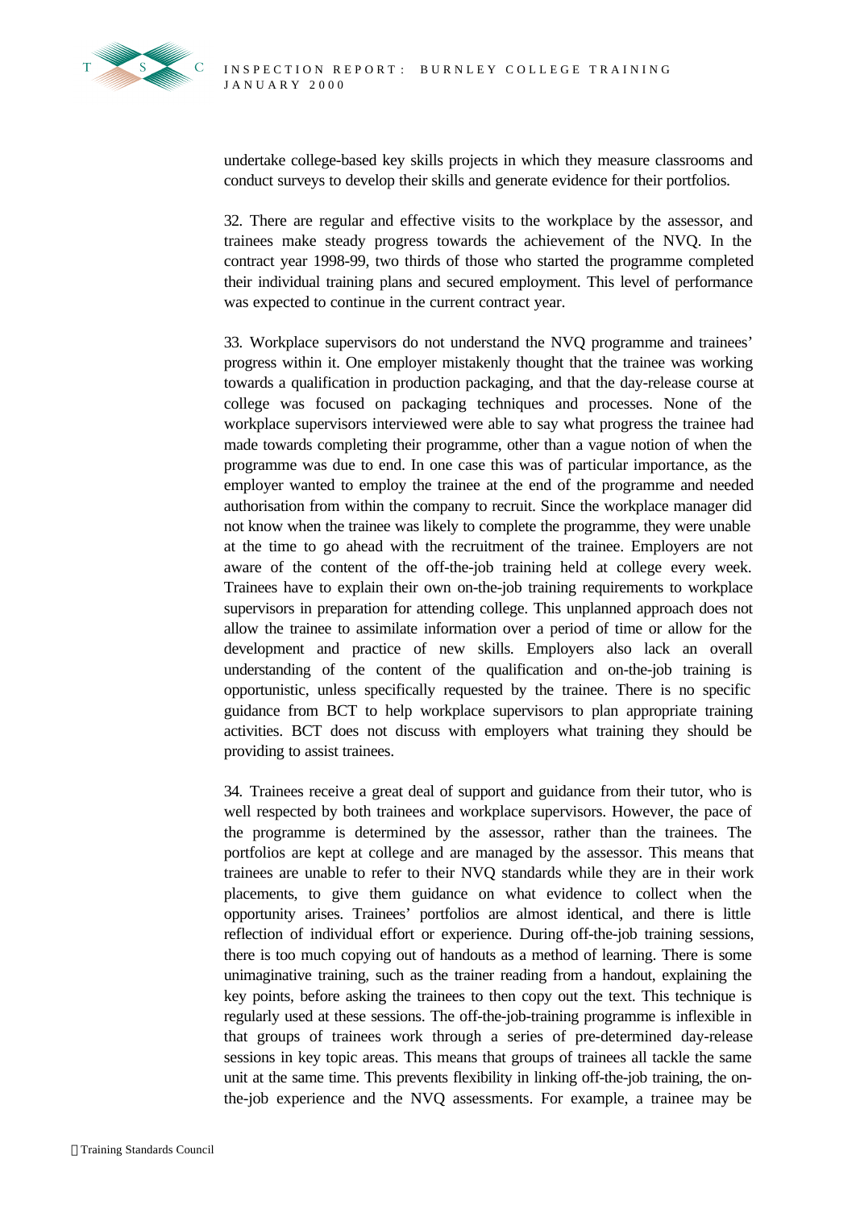undertake college-based key skills projects in which they measure classrooms and conduct surveys to develop their skills and generate evidence for their portfolios.

32. There are regular and effective visits to the workplace by the assessor, and trainees make steady progress towards the achievement of the NVQ. In the contract year 1998-99, two thirds of those who started the programme completed their individual training plans and secured employment. This level of performance was expected to continue in the current contract year.

33. Workplace supervisors do not understand the NVQ programme and trainees' progress within it. One employer mistakenly thought that the trainee was working towards a qualification in production packaging, and that the day-release course at college was focused on packaging techniques and processes. None of the workplace supervisors interviewed were able to say what progress the trainee had made towards completing their programme, other than a vague notion of when the programme was due to end. In one case this was of particular importance, as the employer wanted to employ the trainee at the end of the programme and needed authorisation from within the company to recruit. Since the workplace manager did not know when the trainee was likely to complete the programme, they were unable at the time to go ahead with the recruitment of the trainee. Employers are not aware of the content of the off-the-job training held at college every week. Trainees have to explain their own on-the-job training requirements to workplace supervisors in preparation for attending college. This unplanned approach does not allow the trainee to assimilate information over a period of time or allow for the development and practice of new skills. Employers also lack an overall understanding of the content of the qualification and on-the-job training is opportunistic, unless specifically requested by the trainee. There is no specific guidance from BCT to help workplace supervisors to plan appropriate training activities. BCT does not discuss with employers what training they should be providing to assist trainees.

34. Trainees receive a great deal of support and guidance from their tutor, who is well respected by both trainees and workplace supervisors. However, the pace of the programme is determined by the assessor, rather than the trainees. The portfolios are kept at college and are managed by the assessor. This means that trainees are unable to refer to their NVQ standards while they are in their work placements, to give them guidance on what evidence to collect when the opportunity arises. Trainees' portfolios are almost identical, and there is little reflection of individual effort or experience. During off-the-job training sessions, there is too much copying out of handouts as a method of learning. There is some unimaginative training, such as the trainer reading from a handout, explaining the key points, before asking the trainees to then copy out the text. This technique is regularly used at these sessions. The off-the-job-training programme is inflexible in that groups of trainees work through a series of pre-determined day-release sessions in key topic areas. This means that groups of trainees all tackle the same unit at the same time. This prevents flexibility in linking off-the-job training, the on-the-job experience and the NVQ assessments. For example, a trainee may be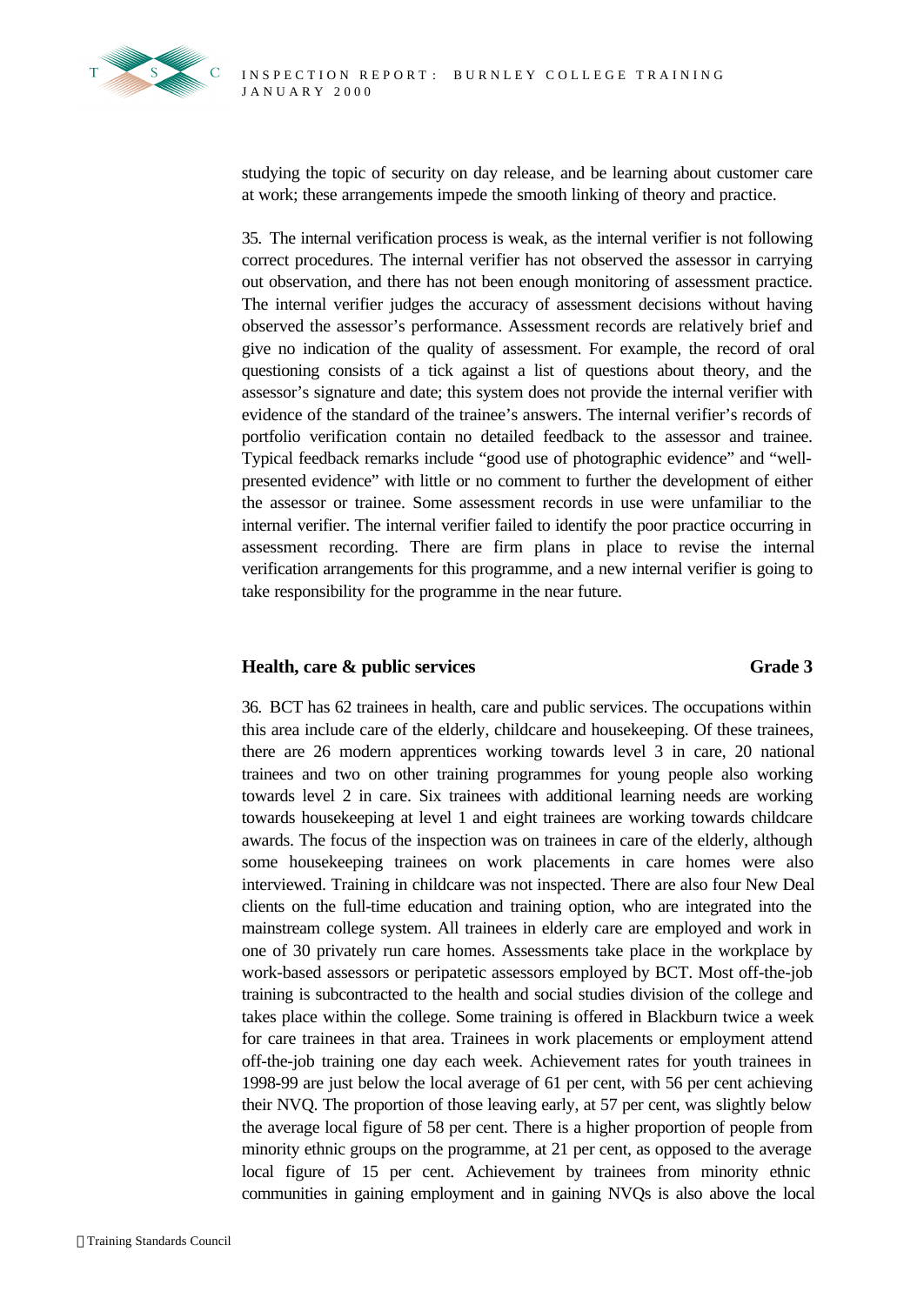studying the topic of security on day release, and be learning about customer care at work; these arrangements impede the smooth linking of theory and practice.

35. The internal verification process is weak, as the internal verifier is not following correct procedures. The internal verifier has not observed the assessor in carrying out observation, and there has not been enough monitoring of assessment practice. The internal verifier judges the accuracy of assessment decisions without having observed the assessor's performance. Assessment records are relatively brief and give no indication of the quality of assessment. For example, the record of oral questioning consists of a tick against a list of questions about theory, and the assessor's signature and date; this system does not provide the internal verifier with evidence of the standard of the trainee's answers. The internal verifier's records of portfolio verification contain no detailed feedback to the assessor and trainee. Typical feedback remarks include "good use of photographic evidence" and "well-presented evidence" with little or no comment to further the development of either the assessor or trainee. Some assessment records in use were unfamiliar to the internal verifier. The internal verifier failed to identify the poor practice occurring in assessment recording. There are firm plans in place to revise the internal verification arrangements for this programme, and a new internal verifier is going to take responsibility for the programme in the near future.

## Health, care & public services — Grade 3

36. BCT has 62 trainees in health, care and public services. The occupations within this area include care of the elderly, childcare and housekeeping. Of these trainees, there are 26 modern apprentices working towards level 3 in care, 20 national trainees and two on other training programmes for young people also working towards level 2 in care. Six trainees with additional learning needs are working towards housekeeping at level 1 and eight trainees are working towards childcare awards. The focus of the inspection was on trainees in care of the elderly, although some housekeeping trainees on work placements in care homes were also interviewed. Training in childcare was not inspected. There are also four New Deal clients on the full-time education and training option, who are integrated into the mainstream college system. All trainees in elderly care are employed and work in one of 30 privately run care homes. Assessments take place in the workplace by work-based assessors or peripatetic assessors employed by BCT. Most off-the-job training is subcontracted to the health and social studies division of the college and takes place within the college. Some training is offered in Blackburn twice a week for care trainees in that area. Trainees in work placements or employment attend off-the-job training one day each week. Achievement rates for youth trainees in 1998-99 are just below the local average of 61 per cent, with 56 per cent achieving their NVQ. The proportion of those leaving early, at 57 per cent, was slightly below the average local figure of 58 per cent. There is a higher proportion of people from minority ethnic groups on the programme, at 21 per cent, as opposed to the average local figure of 15 per cent. Achievement by trainees from minority ethnic communities in gaining employment and in gaining NVQs is also above the local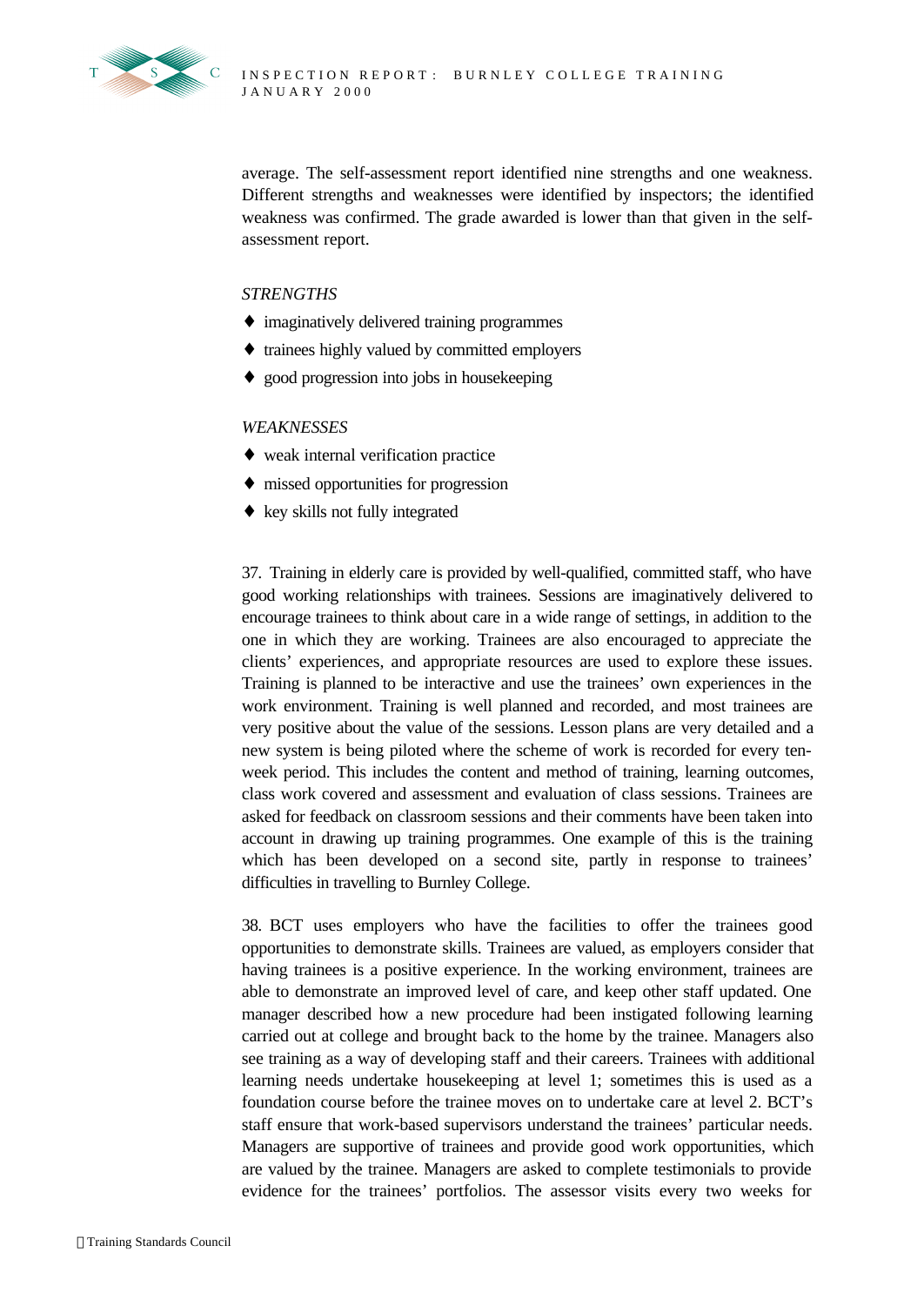average. The self-assessment report identified nine strengths and one weakness. Different strengths and weaknesses were identified by inspectors; the identified weakness was confirmed. The grade awarded is lower than that given in the self-assessment report.

*STRENGTHS*

- imaginatively delivered training programmes
- trainees highly valued by committed employers
- good progression into jobs in housekeeping

*WEAKNESSES*

- weak internal verification practice
- missed opportunities for progression
- key skills not fully integrated

37. Training in elderly care is provided by well-qualified, committed staff, who have good working relationships with trainees. Sessions are imaginatively delivered to encourage trainees to think about care in a wide range of settings, in addition to the one in which they are working. Trainees are also encouraged to appreciate the clients' experiences, and appropriate resources are used to explore these issues. Training is planned to be interactive and use the trainees' own experiences in the work environment. Training is well planned and recorded, and most trainees are very positive about the value of the sessions. Lesson plans are very detailed and a new system is being piloted where the scheme of work is recorded for every ten-week period. This includes the content and method of training, learning outcomes, class work covered and assessment and evaluation of class sessions. Trainees are asked for feedback on classroom sessions and their comments have been taken into account in drawing up training programmes. One example of this is the training which has been developed on a second site, partly in response to trainees' difficulties in travelling to Burnley College.

38. BCT uses employers who have the facilities to offer the trainees good opportunities to demonstrate skills. Trainees are valued, as employers consider that having trainees is a positive experience. In the working environment, trainees are able to demonstrate an improved level of care, and keep other staff updated. One manager described how a new procedure had been instigated following learning carried out at college and brought back to the home by the trainee. Managers also see training as a way of developing staff and their careers. Trainees with additional learning needs undertake housekeeping at level 1; sometimes this is used as a foundation course before the trainee moves on to undertake care at level 2. BCT's staff ensure that work-based supervisors understand the trainees' particular needs. Managers are supportive of trainees and provide good work opportunities, which are valued by the trainee. Managers are asked to complete testimonials to provide evidence for the trainees' portfolios. The assessor visits every two weeks for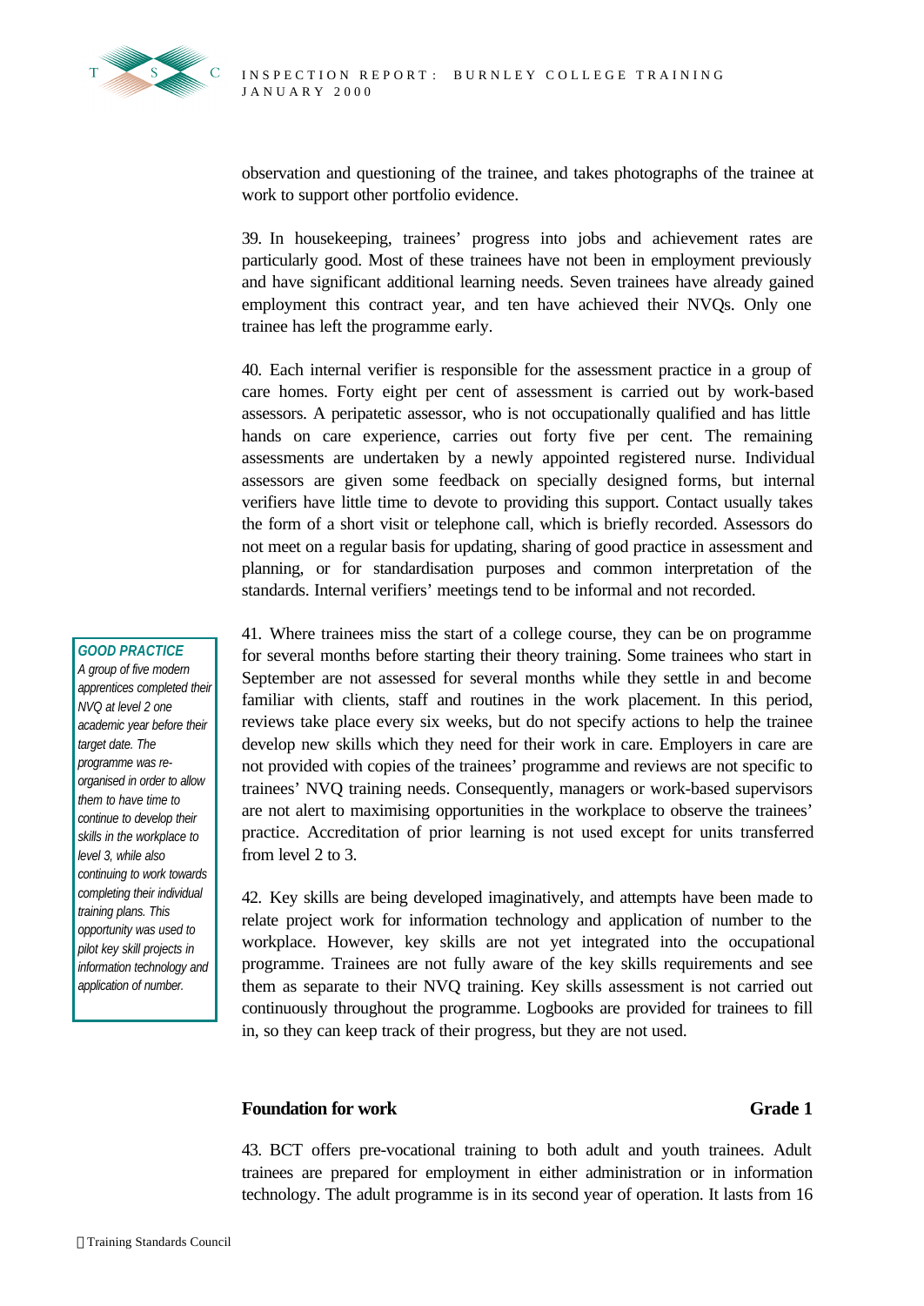observation and questioning of the trainee, and takes photographs of the trainee at work to support other portfolio evidence.

39. In housekeeping, trainees' progress into jobs and achievement rates are particularly good. Most of these trainees have not been in employment previously and have significant additional learning needs. Seven trainees have already gained employment this contract year, and ten have achieved their NVQs. Only one trainee has left the programme early.

40. Each internal verifier is responsible for the assessment practice in a group of care homes. Forty eight per cent of assessment is carried out by work-based assessors. A peripatetic assessor, who is not occupationally qualified and has little hands on care experience, carries out forty five per cent. The remaining assessments are undertaken by a newly appointed registered nurse. Individual assessors are given some feedback on specially designed forms, but internal verifiers have little time to devote to providing this support. Contact usually takes the form of a short visit or telephone call, which is briefly recorded. Assessors do not meet on a regular basis for updating, sharing of good practice in assessment and planning, or for standardisation purposes and common interpretation of the standards. Internal verifiers' meetings tend to be informal and not recorded.

> ***GOOD PRACTICE***
> *A group of five modern apprentices completed their NVQ at level 2 one academic year before their target date. The programme was re-organised in order to allow them to have time to continue to develop their skills in the workplace to level 3, while also continuing to work towards completing their individual training plans. This opportunity was used to pilot key skill projects in information technology and application of number.*

41. Where trainees miss the start of a college course, they can be on programme for several months before starting their theory training. Some trainees who start in September are not assessed for several months while they settle in and become familiar with clients, staff and routines in the work placement. In this period, reviews take place every six weeks, but do not specify actions to help the trainee develop new skills which they need for their work in care. Employers in care are not provided with copies of the trainees' programme and reviews are not specific to trainees' NVQ training needs. Consequently, managers or work-based supervisors are not alert to maximising opportunities in the workplace to observe the trainees' practice. Accreditation of prior learning is not used except for units transferred from level 2 to 3.

42. Key skills are being developed imaginatively, and attempts have been made to relate project work for information technology and application of number to the workplace. However, key skills are not yet integrated into the occupational programme. Trainees are not fully aware of the key skills requirements and see them as separate to their NVQ training. Key skills assessment is not carried out continuously throughout the programme. Logbooks are provided for trainees to fill in, so they can keep track of their progress, but they are not used.

### Foundation for work — Grade 1

43. BCT offers pre-vocational training to both adult and youth trainees. Adult trainees are prepared for employment in either administration or in information technology. The adult programme is in its second year of operation. It lasts from 16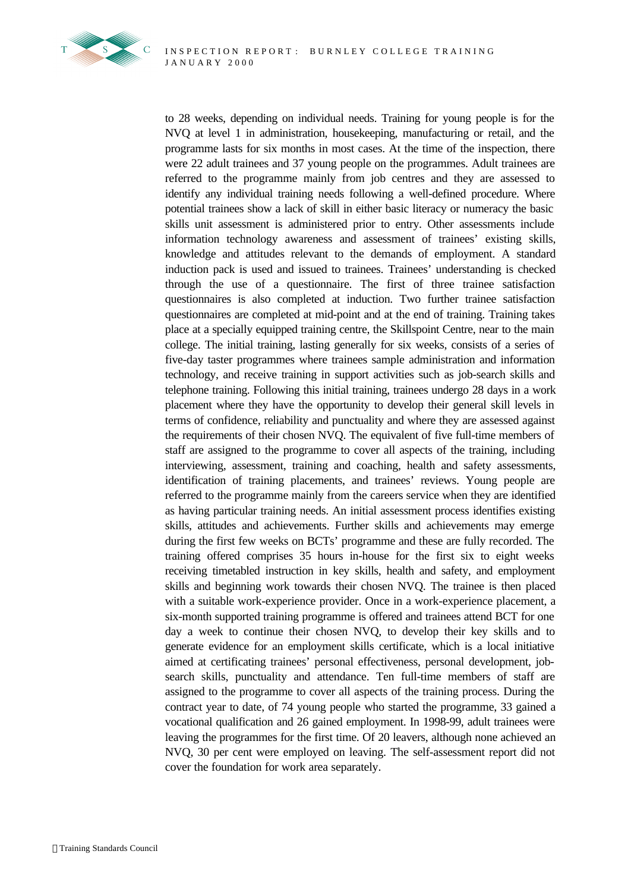to 28 weeks, depending on individual needs. Training for young people is for the NVQ at level 1 in administration, housekeeping, manufacturing or retail, and the programme lasts for six months in most cases. At the time of the inspection, there were 22 adult trainees and 37 young people on the programmes. Adult trainees are referred to the programme mainly from job centres and they are assessed to identify any individual training needs following a well-defined procedure. Where potential trainees show a lack of skill in either basic literacy or numeracy the basic skills unit assessment is administered prior to entry. Other assessments include information technology awareness and assessment of trainees' existing skills, knowledge and attitudes relevant to the demands of employment. A standard induction pack is used and issued to trainees. Trainees' understanding is checked through the use of a questionnaire. The first of three trainee satisfaction questionnaires is also completed at induction. Two further trainee satisfaction questionnaires are completed at mid-point and at the end of training. Training takes place at a specially equipped training centre, the Skillspoint Centre, near to the main college. The initial training, lasting generally for six weeks, consists of a series of five-day taster programmes where trainees sample administration and information technology, and receive training in support activities such as job-search skills and telephone training. Following this initial training, trainees undergo 28 days in a work placement where they have the opportunity to develop their general skill levels in terms of confidence, reliability and punctuality and where they are assessed against the requirements of their chosen NVQ. The equivalent of five full-time members of staff are assigned to the programme to cover all aspects of the training, including interviewing, assessment, training and coaching, health and safety assessments, identification of training placements, and trainees' reviews. Young people are referred to the programme mainly from the careers service when they are identified as having particular training needs. An initial assessment process identifies existing skills, attitudes and achievements. Further skills and achievements may emerge during the first few weeks on BCTs' programme and these are fully recorded. The training offered comprises 35 hours in-house for the first six to eight weeks receiving timetabled instruction in key skills, health and safety, and employment skills and beginning work towards their chosen NVQ. The trainee is then placed with a suitable work-experience provider. Once in a work-experience placement, a six-month supported training programme is offered and trainees attend BCT for one day a week to continue their chosen NVQ, to develop their key skills and to generate evidence for an employment skills certificate, which is a local initiative aimed at certificating trainees' personal effectiveness, personal development, job-search skills, punctuality and attendance. Ten full-time members of staff are assigned to the programme to cover all aspects of the training process. During the contract year to date, of 74 young people who started the programme, 33 gained a vocational qualification and 26 gained employment. In 1998-99, adult trainees were leaving the programmes for the first time. Of 20 leavers, although none achieved an NVQ, 30 per cent were employed on leaving. The self-assessment report did not cover the foundation for work area separately.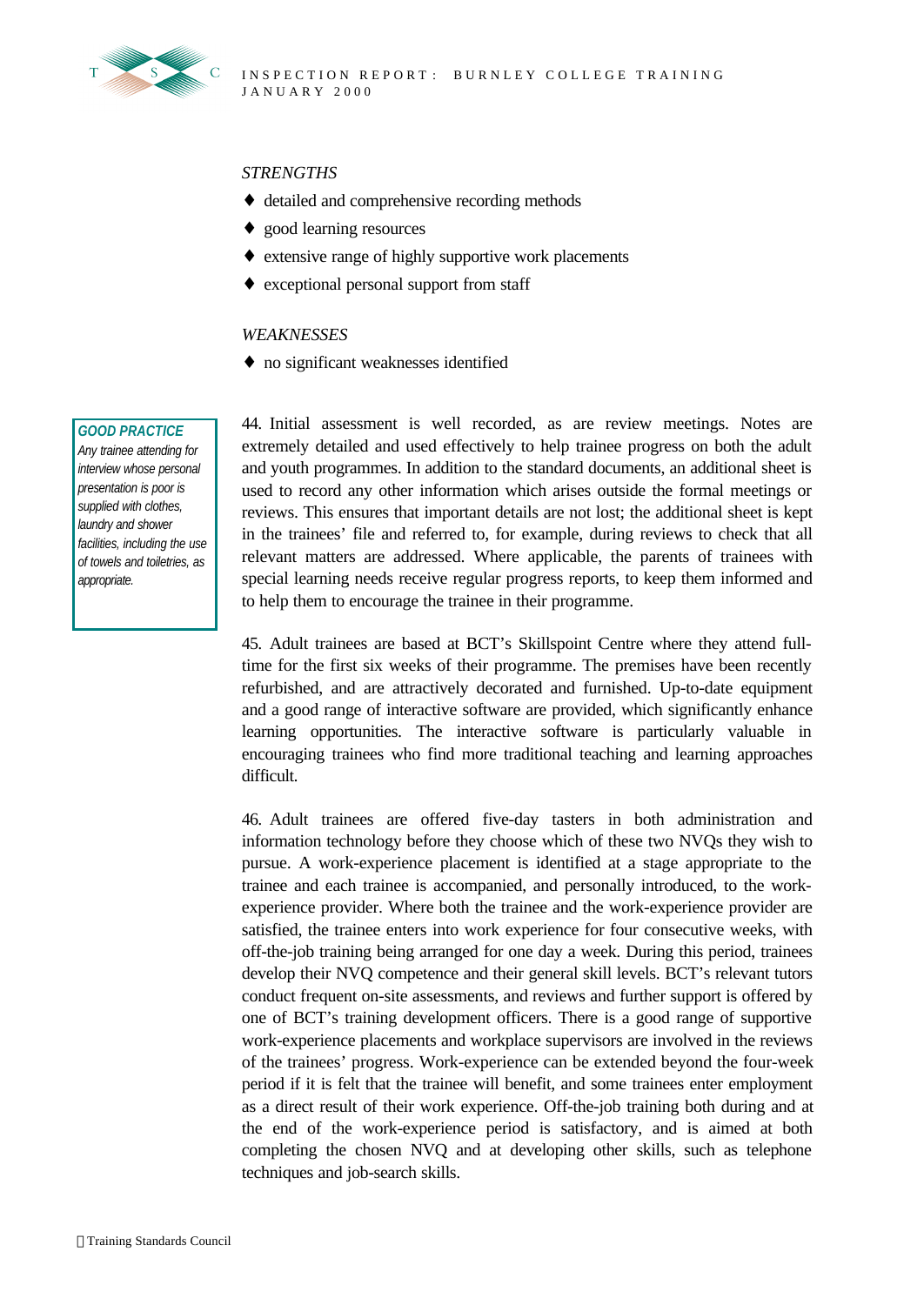*STRENGTHS*

- detailed and comprehensive recording methods
- good learning resources
- extensive range of highly supportive work placements
- exceptional personal support from staff

*WEAKNESSES*

- no significant weaknesses identified

> **GOOD PRACTICE**
> *Any trainee attending for interview whose personal presentation is poor is supplied with clothes, laundry and shower facilities, including the use of towels and toiletries, as appropriate.*

44. Initial assessment is well recorded, as are review meetings. Notes are extremely detailed and used effectively to help trainee progress on both the adult and youth programmes. In addition to the standard documents, an additional sheet is used to record any other information which arises outside the formal meetings or reviews. This ensures that important details are not lost; the additional sheet is kept in the trainees' file and referred to, for example, during reviews to check that all relevant matters are addressed. Where applicable, the parents of trainees with special learning needs receive regular progress reports, to keep them informed and to help them to encourage the trainee in their programme.

45. Adult trainees are based at BCT's Skillspoint Centre where they attend full-time for the first six weeks of their programme. The premises have been recently refurbished, and are attractively decorated and furnished. Up-to-date equipment and a good range of interactive software are provided, which significantly enhance learning opportunities. The interactive software is particularly valuable in encouraging trainees who find more traditional teaching and learning approaches difficult.

46. Adult trainees are offered five-day tasters in both administration and information technology before they choose which of these two NVQs they wish to pursue. A work-experience placement is identified at a stage appropriate to the trainee and each trainee is accompanied, and personally introduced, to the work-experience provider. Where both the trainee and the work-experience provider are satisfied, the trainee enters into work experience for four consecutive weeks, with off-the-job training being arranged for one day a week. During this period, trainees develop their NVQ competence and their general skill levels. BCT's relevant tutors conduct frequent on-site assessments, and reviews and further support is offered by one of BCT's training development officers. There is a good range of supportive work-experience placements and workplace supervisors are involved in the reviews of the trainees' progress. Work-experience can be extended beyond the four-week period if it is felt that the trainee will benefit, and some trainees enter employment as a direct result of their work experience. Off-the-job training both during and at the end of the work-experience period is satisfactory, and is aimed at both completing the chosen NVQ and at developing other skills, such as telephone techniques and job-search skills.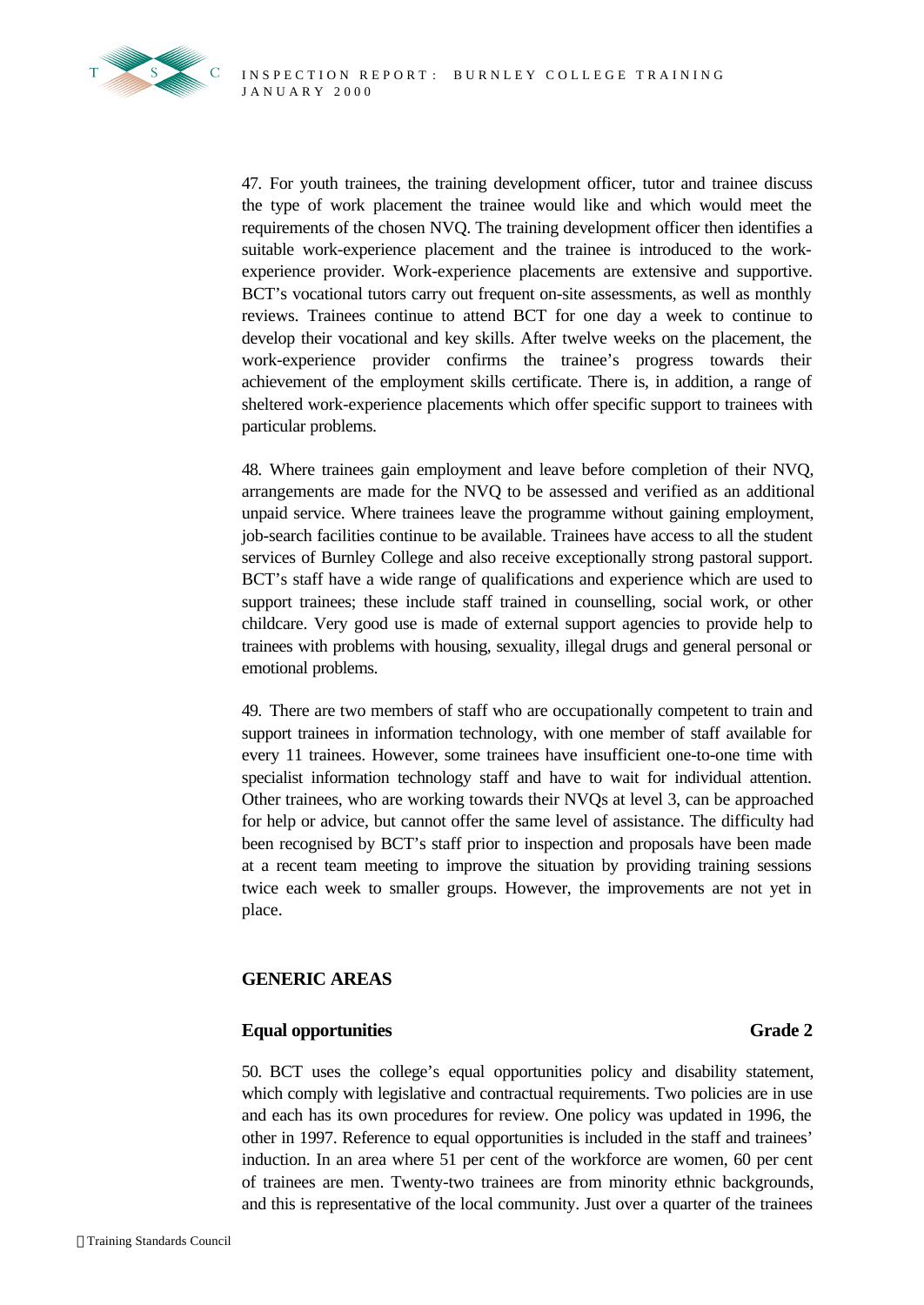47. For youth trainees, the training development officer, tutor and trainee discuss the type of work placement the trainee would like and which would meet the requirements of the chosen NVQ. The training development officer then identifies a suitable work-experience placement and the trainee is introduced to the work-experience provider. Work-experience placements are extensive and supportive. BCT's vocational tutors carry out frequent on-site assessments, as well as monthly reviews. Trainees continue to attend BCT for one day a week to continue to develop their vocational and key skills. After twelve weeks on the placement, the work-experience provider confirms the trainee's progress towards their achievement of the employment skills certificate. There is, in addition, a range of sheltered work-experience placements which offer specific support to trainees with particular problems.

48. Where trainees gain employment and leave before completion of their NVQ, arrangements are made for the NVQ to be assessed and verified as an additional unpaid service. Where trainees leave the programme without gaining employment, job-search facilities continue to be available. Trainees have access to all the student services of Burnley College and also receive exceptionally strong pastoral support. BCT's staff have a wide range of qualifications and experience which are used to support trainees; these include staff trained in counselling, social work, or other childcare. Very good use is made of external support agencies to provide help to trainees with problems with housing, sexuality, illegal drugs and general personal or emotional problems.

49. There are two members of staff who are occupationally competent to train and support trainees in information technology, with one member of staff available for every 11 trainees. However, some trainees have insufficient one-to-one time with specialist information technology staff and have to wait for individual attention. Other trainees, who are working towards their NVQs at level 3, can be approached for help or advice, but cannot offer the same level of assistance. The difficulty had been recognised by BCT's staff prior to inspection and proposals have been made at a recent team meeting to improve the situation by providing training sessions twice each week to smaller groups. However, the improvements are not yet in place.

## GENERIC AREAS

### Equal opportunities — Grade 2

50. BCT uses the college's equal opportunities policy and disability statement, which comply with legislative and contractual requirements. Two policies are in use and each has its own procedures for review. One policy was updated in 1996, the other in 1997. Reference to equal opportunities is included in the staff and trainees' induction. In an area where 51 per cent of the workforce are women, 60 per cent of trainees are men. Twenty-two trainees are from minority ethnic backgrounds, and this is representative of the local community. Just over a quarter of the trainees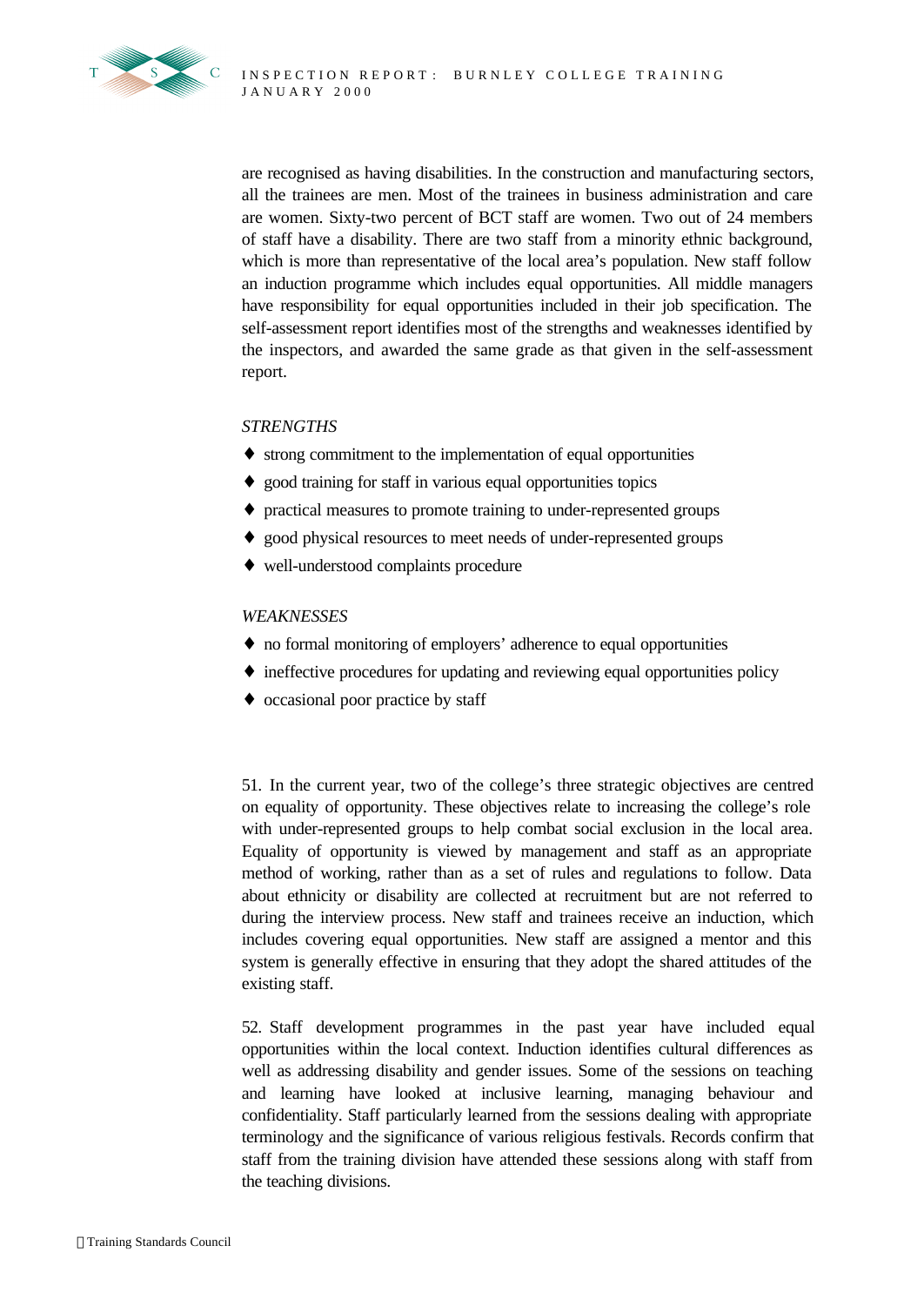are recognised as having disabilities. In the construction and manufacturing sectors, all the trainees are men. Most of the trainees in business administration and care are women. Sixty-two percent of BCT staff are women. Two out of 24 members of staff have a disability. There are two staff from a minority ethnic background, which is more than representative of the local area's population. New staff follow an induction programme which includes equal opportunities. All middle managers have responsibility for equal opportunities included in their job specification. The self-assessment report identifies most of the strengths and weaknesses identified by the inspectors, and awarded the same grade as that given in the self-assessment report.

*STRENGTHS*

- strong commitment to the implementation of equal opportunities
- good training for staff in various equal opportunities topics
- practical measures to promote training to under-represented groups
- good physical resources to meet needs of under-represented groups
- well-understood complaints procedure

*WEAKNESSES*

- no formal monitoring of employers' adherence to equal opportunities
- ineffective procedures for updating and reviewing equal opportunities policy
- occasional poor practice by staff

51. In the current year, two of the college's three strategic objectives are centred on equality of opportunity. These objectives relate to increasing the college's role with under-represented groups to help combat social exclusion in the local area. Equality of opportunity is viewed by management and staff as an appropriate method of working, rather than as a set of rules and regulations to follow. Data about ethnicity or disability are collected at recruitment but are not referred to during the interview process. New staff and trainees receive an induction, which includes covering equal opportunities. New staff are assigned a mentor and this system is generally effective in ensuring that they adopt the shared attitudes of the existing staff.

52. Staff development programmes in the past year have included equal opportunities within the local context. Induction identifies cultural differences as well as addressing disability and gender issues. Some of the sessions on teaching and learning have looked at inclusive learning, managing behaviour and confidentiality. Staff particularly learned from the sessions dealing with appropriate terminology and the significance of various religious festivals. Records confirm that staff from the training division have attended these sessions along with staff from the teaching divisions.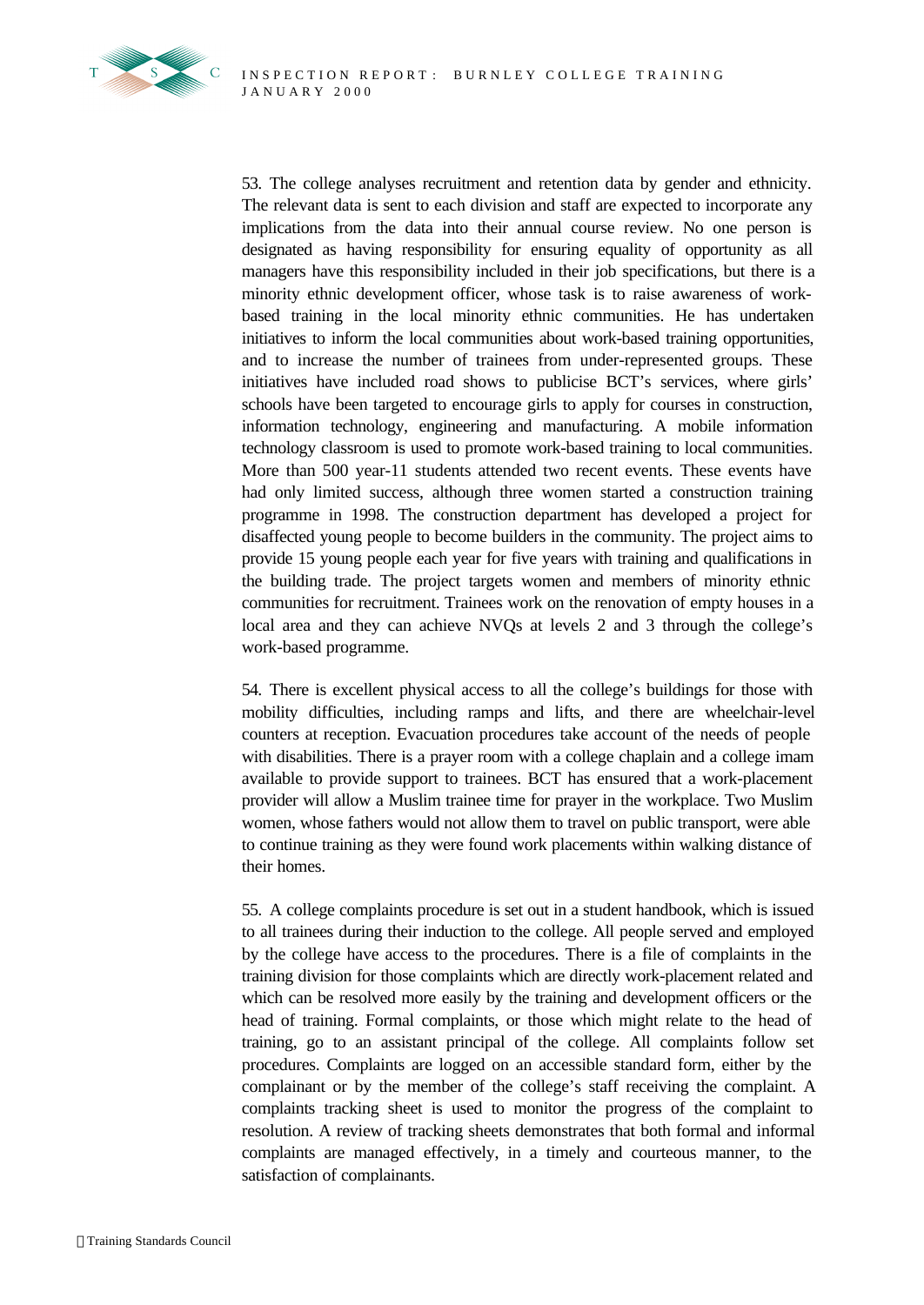53. The college analyses recruitment and retention data by gender and ethnicity. The relevant data is sent to each division and staff are expected to incorporate any implications from the data into their annual course review. No one person is designated as having responsibility for ensuring equality of opportunity as all managers have this responsibility included in their job specifications, but there is a minority ethnic development officer, whose task is to raise awareness of work-based training in the local minority ethnic communities. He has undertaken initiatives to inform the local communities about work-based training opportunities, and to increase the number of trainees from under-represented groups. These initiatives have included road shows to publicise BCT's services, where girls' schools have been targeted to encourage girls to apply for courses in construction, information technology, engineering and manufacturing. A mobile information technology classroom is used to promote work-based training to local communities. More than 500 year-11 students attended two recent events. These events have had only limited success, although three women started a construction training programme in 1998. The construction department has developed a project for disaffected young people to become builders in the community. The project aims to provide 15 young people each year for five years with training and qualifications in the building trade. The project targets women and members of minority ethnic communities for recruitment. Trainees work on the renovation of empty houses in a local area and they can achieve NVQs at levels 2 and 3 through the college's work-based programme.

54. There is excellent physical access to all the college's buildings for those with mobility difficulties, including ramps and lifts, and there are wheelchair-level counters at reception. Evacuation procedures take account of the needs of people with disabilities. There is a prayer room with a college chaplain and a college imam available to provide support to trainees. BCT has ensured that a work-placement provider will allow a Muslim trainee time for prayer in the workplace. Two Muslim women, whose fathers would not allow them to travel on public transport, were able to continue training as they were found work placements within walking distance of their homes.

55. A college complaints procedure is set out in a student handbook, which is issued to all trainees during their induction to the college. All people served and employed by the college have access to the procedures. There is a file of complaints in the training division for those complaints which are directly work-placement related and which can be resolved more easily by the training and development officers or the head of training. Formal complaints, or those which might relate to the head of training, go to an assistant principal of the college. All complaints follow set procedures. Complaints are logged on an accessible standard form, either by the complainant or by the member of the college's staff receiving the complaint. A complaints tracking sheet is used to monitor the progress of the complaint to resolution. A review of tracking sheets demonstrates that both formal and informal complaints are managed effectively, in a timely and courteous manner, to the satisfaction of complainants.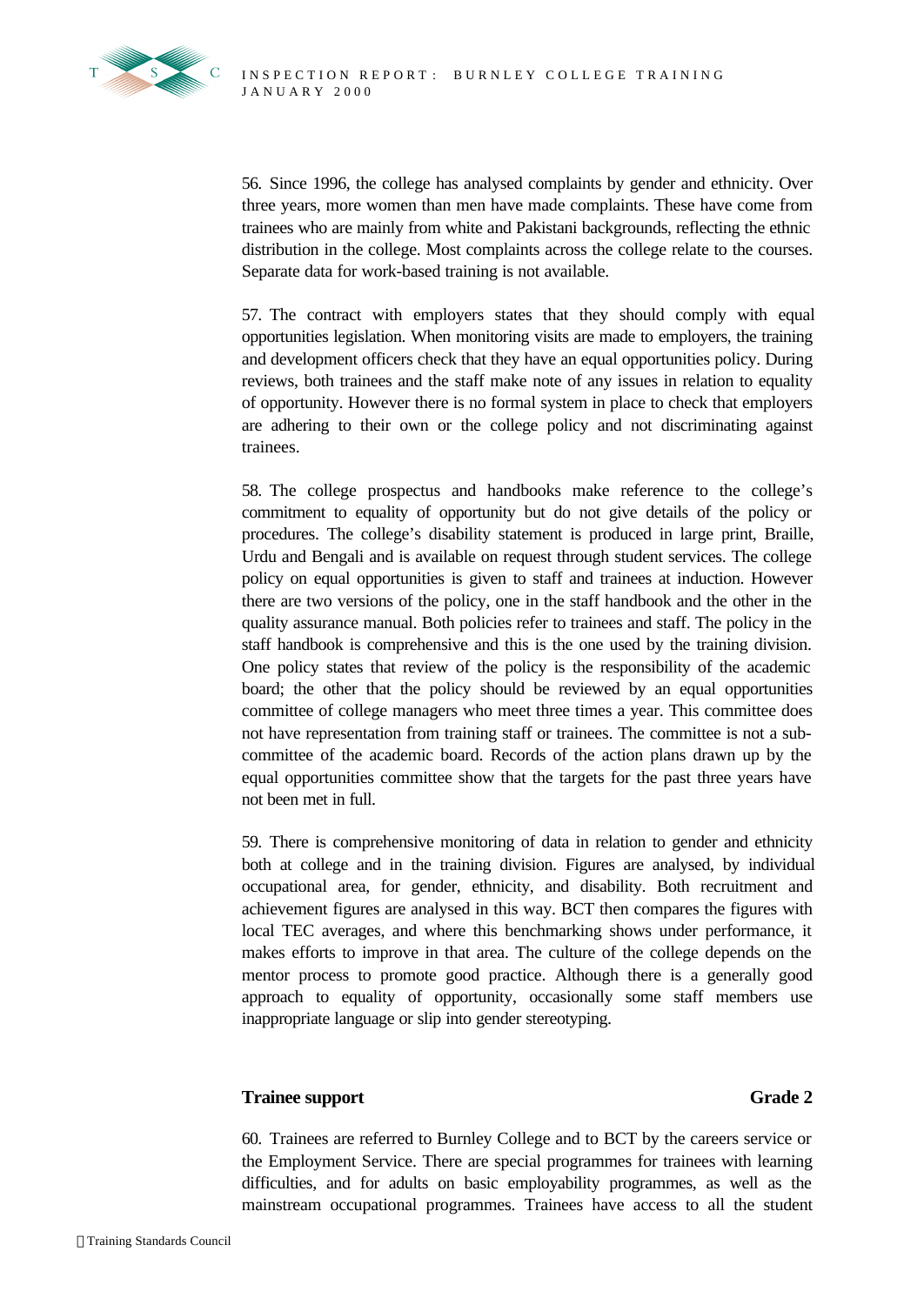56. Since 1996, the college has analysed complaints by gender and ethnicity. Over three years, more women than men have made complaints. These have come from trainees who are mainly from white and Pakistani backgrounds, reflecting the ethnic distribution in the college. Most complaints across the college relate to the courses. Separate data for work-based training is not available.

57. The contract with employers states that they should comply with equal opportunities legislation. When monitoring visits are made to employers, the training and development officers check that they have an equal opportunities policy. During reviews, both trainees and the staff make note of any issues in relation to equality of opportunity. However there is no formal system in place to check that employers are adhering to their own or the college policy and not discriminating against trainees.

58. The college prospectus and handbooks make reference to the college's commitment to equality of opportunity but do not give details of the policy or procedures. The college's disability statement is produced in large print, Braille, Urdu and Bengali and is available on request through student services. The college policy on equal opportunities is given to staff and trainees at induction. However there are two versions of the policy, one in the staff handbook and the other in the quality assurance manual. Both policies refer to trainees and staff. The policy in the staff handbook is comprehensive and this is the one used by the training division. One policy states that review of the policy is the responsibility of the academic board; the other that the policy should be reviewed by an equal opportunities committee of college managers who meet three times a year. This committee does not have representation from training staff or trainees. The committee is not a sub-committee of the academic board. Records of the action plans drawn up by the equal opportunities committee show that the targets for the past three years have not been met in full.

59. There is comprehensive monitoring of data in relation to gender and ethnicity both at college and in the training division. Figures are analysed, by individual occupational area, for gender, ethnicity, and disability. Both recruitment and achievement figures are analysed in this way. BCT then compares the figures with local TEC averages, and where this benchmarking shows under performance, it makes efforts to improve in that area. The culture of the college depends on the mentor process to promote good practice. Although there is a generally good approach to equality of opportunity, occasionally some staff members use inappropriate language or slip into gender stereotyping.

### Trainee support — Grade 2

60. Trainees are referred to Burnley College and to BCT by the careers service or the Employment Service. There are special programmes for trainees with learning difficulties, and for adults on basic employability programmes, as well as the mainstream occupational programmes. Trainees have access to all the student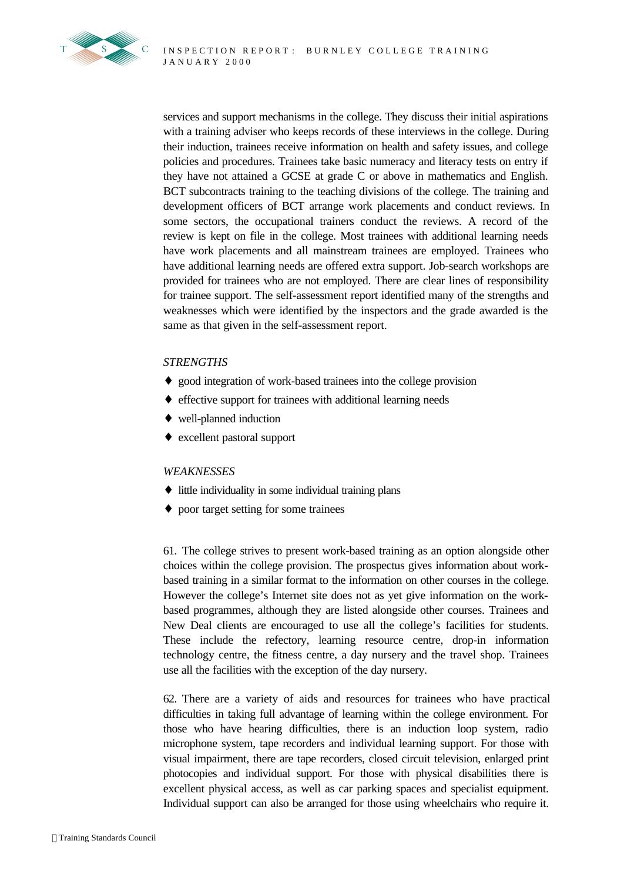services and support mechanisms in the college. They discuss their initial aspirations with a training adviser who keeps records of these interviews in the college. During their induction, trainees receive information on health and safety issues, and college policies and procedures. Trainees take basic numeracy and literacy tests on entry if they have not attained a GCSE at grade C or above in mathematics and English. BCT subcontracts training to the teaching divisions of the college. The training and development officers of BCT arrange work placements and conduct reviews. In some sectors, the occupational trainers conduct the reviews. A record of the review is kept on file in the college. Most trainees with additional learning needs have work placements and all mainstream trainees are employed. Trainees who have additional learning needs are offered extra support. Job-search workshops are provided for trainees who are not employed. There are clear lines of responsibility for trainee support. The self-assessment report identified many of the strengths and weaknesses which were identified by the inspectors and the grade awarded is the same as that given in the self-assessment report.

*STRENGTHS*

- good integration of work-based trainees into the college provision
- effective support for trainees with additional learning needs
- well-planned induction
- excellent pastoral support

*WEAKNESSES*

- little individuality in some individual training plans
- poor target setting for some trainees

61. The college strives to present work-based training as an option alongside other choices within the college provision. The prospectus gives information about work-based training in a similar format to the information on other courses in the college. However the college's Internet site does not as yet give information on the work-based programmes, although they are listed alongside other courses. Trainees and New Deal clients are encouraged to use all the college's facilities for students. These include the refectory, learning resource centre, drop-in information technology centre, the fitness centre, a day nursery and the travel shop. Trainees use all the facilities with the exception of the day nursery.

62. There are a variety of aids and resources for trainees who have practical difficulties in taking full advantage of learning within the college environment. For those who have hearing difficulties, there is an induction loop system, radio microphone system, tape recorders and individual learning support. For those with visual impairment, there are tape recorders, closed circuit television, enlarged print photocopies and individual support. For those with physical disabilities there is excellent physical access, as well as car parking spaces and specialist equipment. Individual support can also be arranged for those using wheelchairs who require it.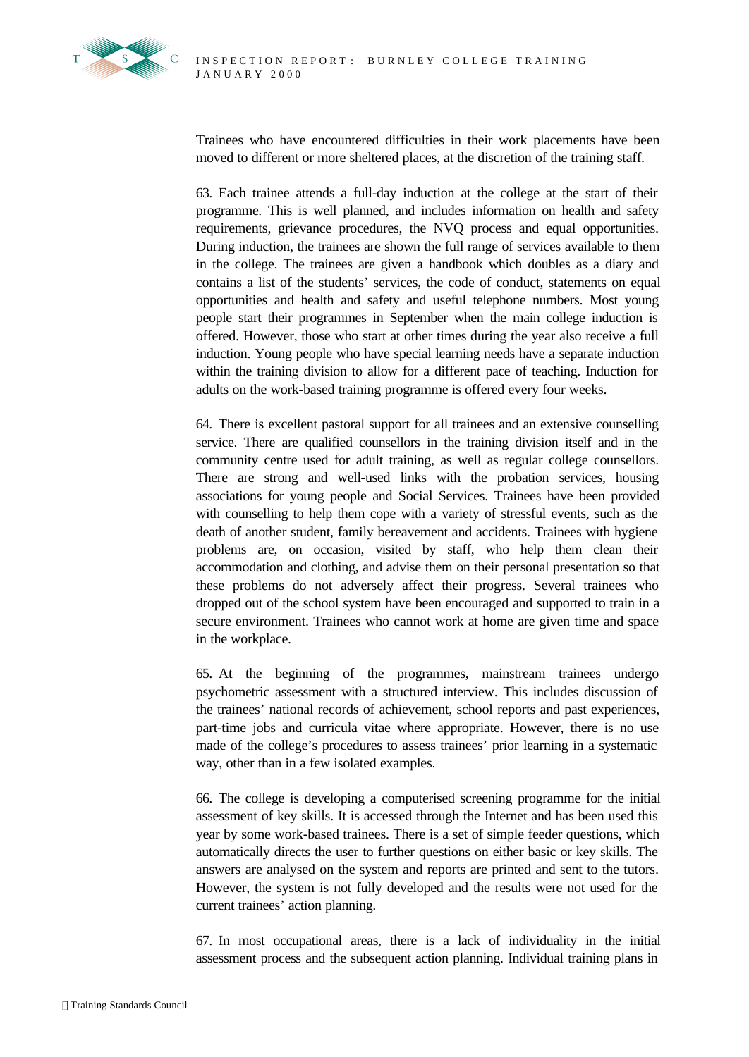Trainees who have encountered difficulties in their work placements have been moved to different or more sheltered places, at the discretion of the training staff.

63. Each trainee attends a full-day induction at the college at the start of their programme. This is well planned, and includes information on health and safety requirements, grievance procedures, the NVQ process and equal opportunities. During induction, the trainees are shown the full range of services available to them in the college. The trainees are given a handbook which doubles as a diary and contains a list of the students' services, the code of conduct, statements on equal opportunities and health and safety and useful telephone numbers. Most young people start their programmes in September when the main college induction is offered. However, those who start at other times during the year also receive a full induction. Young people who have special learning needs have a separate induction within the training division to allow for a different pace of teaching. Induction for adults on the work-based training programme is offered every four weeks.

64. There is excellent pastoral support for all trainees and an extensive counselling service. There are qualified counsellors in the training division itself and in the community centre used for adult training, as well as regular college counsellors. There are strong and well-used links with the probation services, housing associations for young people and Social Services. Trainees have been provided with counselling to help them cope with a variety of stressful events, such as the death of another student, family bereavement and accidents. Trainees with hygiene problems are, on occasion, visited by staff, who help them clean their accommodation and clothing, and advise them on their personal presentation so that these problems do not adversely affect their progress. Several trainees who dropped out of the school system have been encouraged and supported to train in a secure environment. Trainees who cannot work at home are given time and space in the workplace.

65. At the beginning of the programmes, mainstream trainees undergo psychometric assessment with a structured interview. This includes discussion of the trainees' national records of achievement, school reports and past experiences, part-time jobs and curricula vitae where appropriate. However, there is no use made of the college's procedures to assess trainees' prior learning in a systematic way, other than in a few isolated examples.

66. The college is developing a computerised screening programme for the initial assessment of key skills. It is accessed through the Internet and has been used this year by some work-based trainees. There is a set of simple feeder questions, which automatically directs the user to further questions on either basic or key skills. The answers are analysed on the system and reports are printed and sent to the tutors. However, the system is not fully developed and the results were not used for the current trainees' action planning.

67. In most occupational areas, there is a lack of individuality in the initial assessment process and the subsequent action planning. Individual training plans in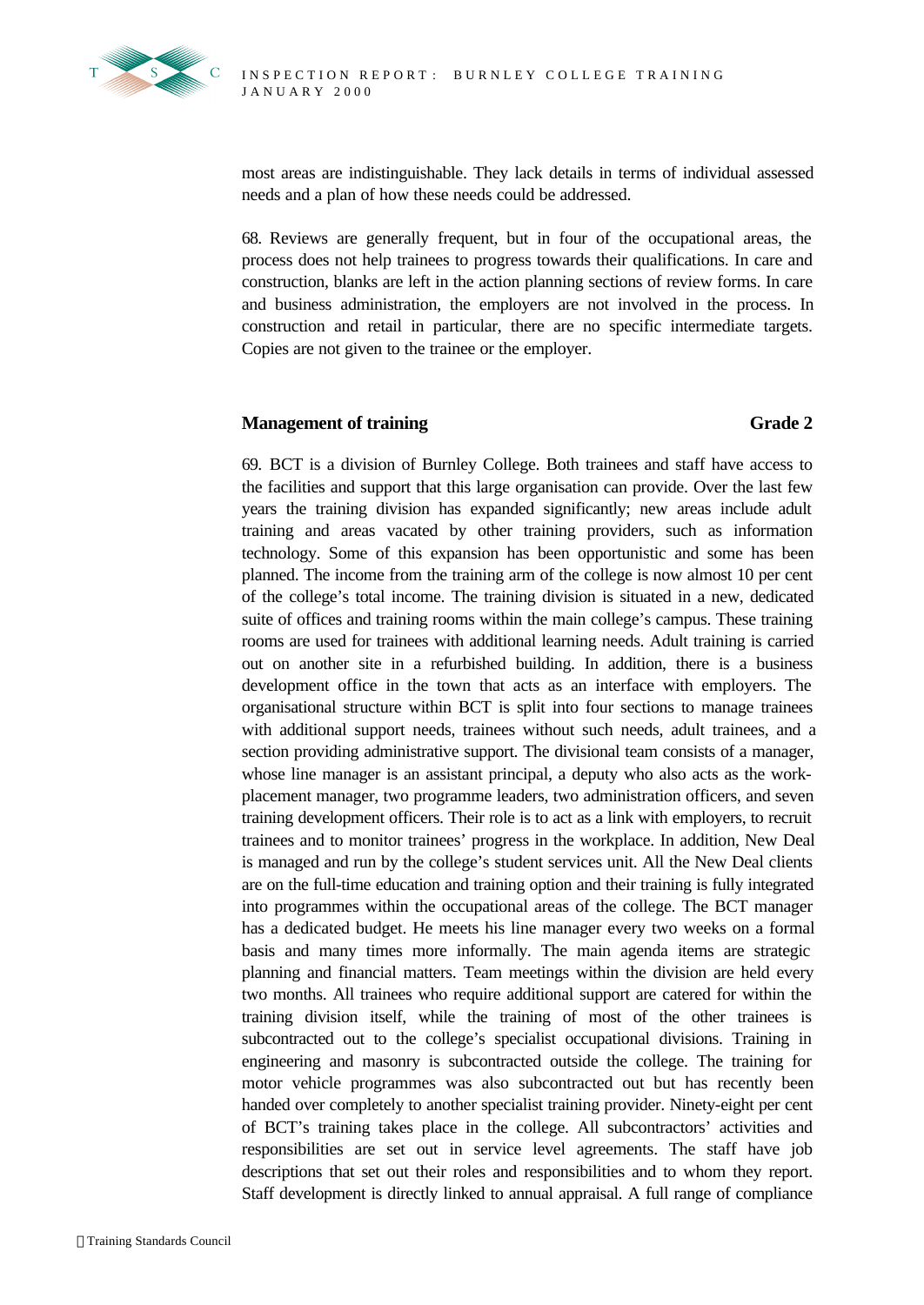most areas are indistinguishable. They lack details in terms of individual assessed needs and a plan of how these needs could be addressed.

68. Reviews are generally frequent, but in four of the occupational areas, the process does not help trainees to progress towards their qualifications. In care and construction, blanks are left in the action planning sections of review forms. In care and business administration, the employers are not involved in the process. In construction and retail in particular, there are no specific intermediate targets. Copies are not given to the trainee or the employer.

## Management of training — Grade 2

69. BCT is a division of Burnley College. Both trainees and staff have access to the facilities and support that this large organisation can provide. Over the last few years the training division has expanded significantly; new areas include adult training and areas vacated by other training providers, such as information technology. Some of this expansion has been opportunistic and some has been planned. The income from the training arm of the college is now almost 10 per cent of the college's total income. The training division is situated in a new, dedicated suite of offices and training rooms within the main college's campus. These training rooms are used for trainees with additional learning needs. Adult training is carried out on another site in a refurbished building. In addition, there is a business development office in the town that acts as an interface with employers. The organisational structure within BCT is split into four sections to manage trainees with additional support needs, trainees without such needs, adult trainees, and a section providing administrative support. The divisional team consists of a manager, whose line manager is an assistant principal, a deputy who also acts as the work-placement manager, two programme leaders, two administration officers, and seven training development officers. Their role is to act as a link with employers, to recruit trainees and to monitor trainees' progress in the workplace. In addition, New Deal is managed and run by the college's student services unit. All the New Deal clients are on the full-time education and training option and their training is fully integrated into programmes within the occupational areas of the college. The BCT manager has a dedicated budget. He meets his line manager every two weeks on a formal basis and many times more informally. The main agenda items are strategic planning and financial matters. Team meetings within the division are held every two months. All trainees who require additional support are catered for within the training division itself, while the training of most of the other trainees is subcontracted out to the college's specialist occupational divisions. Training in engineering and masonry is subcontracted outside the college. The training for motor vehicle programmes was also subcontracted out but has recently been handed over completely to another specialist training provider. Ninety-eight per cent of BCT's training takes place in the college. All subcontractors' activities and responsibilities are set out in service level agreements. The staff have job descriptions that set out their roles and responsibilities and to whom they report. Staff development is directly linked to annual appraisal. A full range of compliance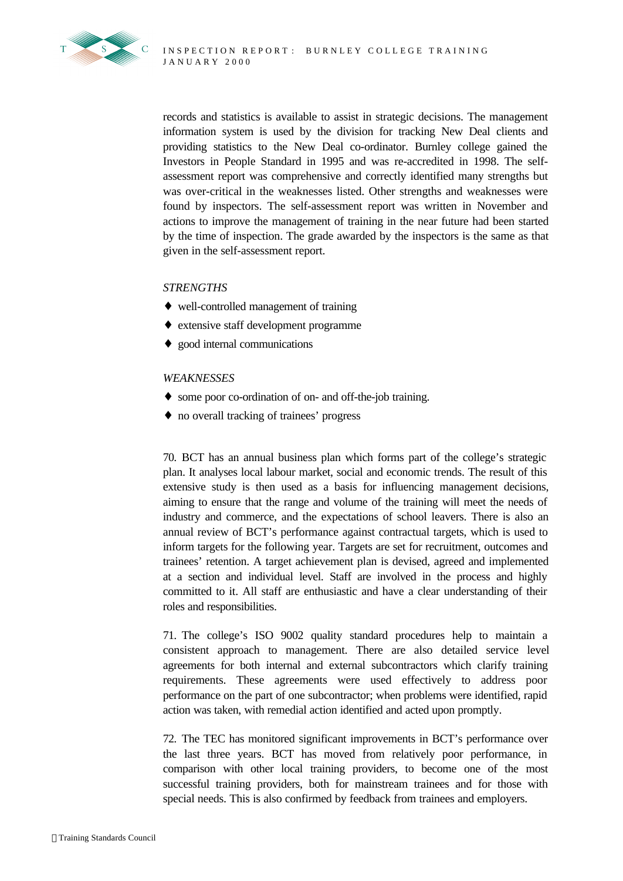records and statistics is available to assist in strategic decisions. The management information system is used by the division for tracking New Deal clients and providing statistics to the New Deal co-ordinator. Burnley college gained the Investors in People Standard in 1995 and was re-accredited in 1998. The self-assessment report was comprehensive and correctly identified many strengths but was over-critical in the weaknesses listed. Other strengths and weaknesses were found by inspectors. The self-assessment report was written in November and actions to improve the management of training in the near future had been started by the time of inspection. The grade awarded by the inspectors is the same as that given in the self-assessment report.

*STRENGTHS*

- well-controlled management of training
- extensive staff development programme
- good internal communications

*WEAKNESSES*

- some poor co-ordination of on- and off-the-job training.
- no overall tracking of trainees' progress

70. BCT has an annual business plan which forms part of the college's strategic plan. It analyses local labour market, social and economic trends. The result of this extensive study is then used as a basis for influencing management decisions, aiming to ensure that the range and volume of the training will meet the needs of industry and commerce, and the expectations of school leavers. There is also an annual review of BCT's performance against contractual targets, which is used to inform targets for the following year. Targets are set for recruitment, outcomes and trainees' retention. A target achievement plan is devised, agreed and implemented at a section and individual level. Staff are involved in the process and highly committed to it. All staff are enthusiastic and have a clear understanding of their roles and responsibilities.

71. The college's ISO 9002 quality standard procedures help to maintain a consistent approach to management. There are also detailed service level agreements for both internal and external subcontractors which clarify training requirements. These agreements were used effectively to address poor performance on the part of one subcontractor; when problems were identified, rapid action was taken, with remedial action identified and acted upon promptly.

72. The TEC has monitored significant improvements in BCT's performance over the last three years. BCT has moved from relatively poor performance, in comparison with other local training providers, to become one of the most successful training providers, both for mainstream trainees and for those with special needs. This is also confirmed by feedback from trainees and employers.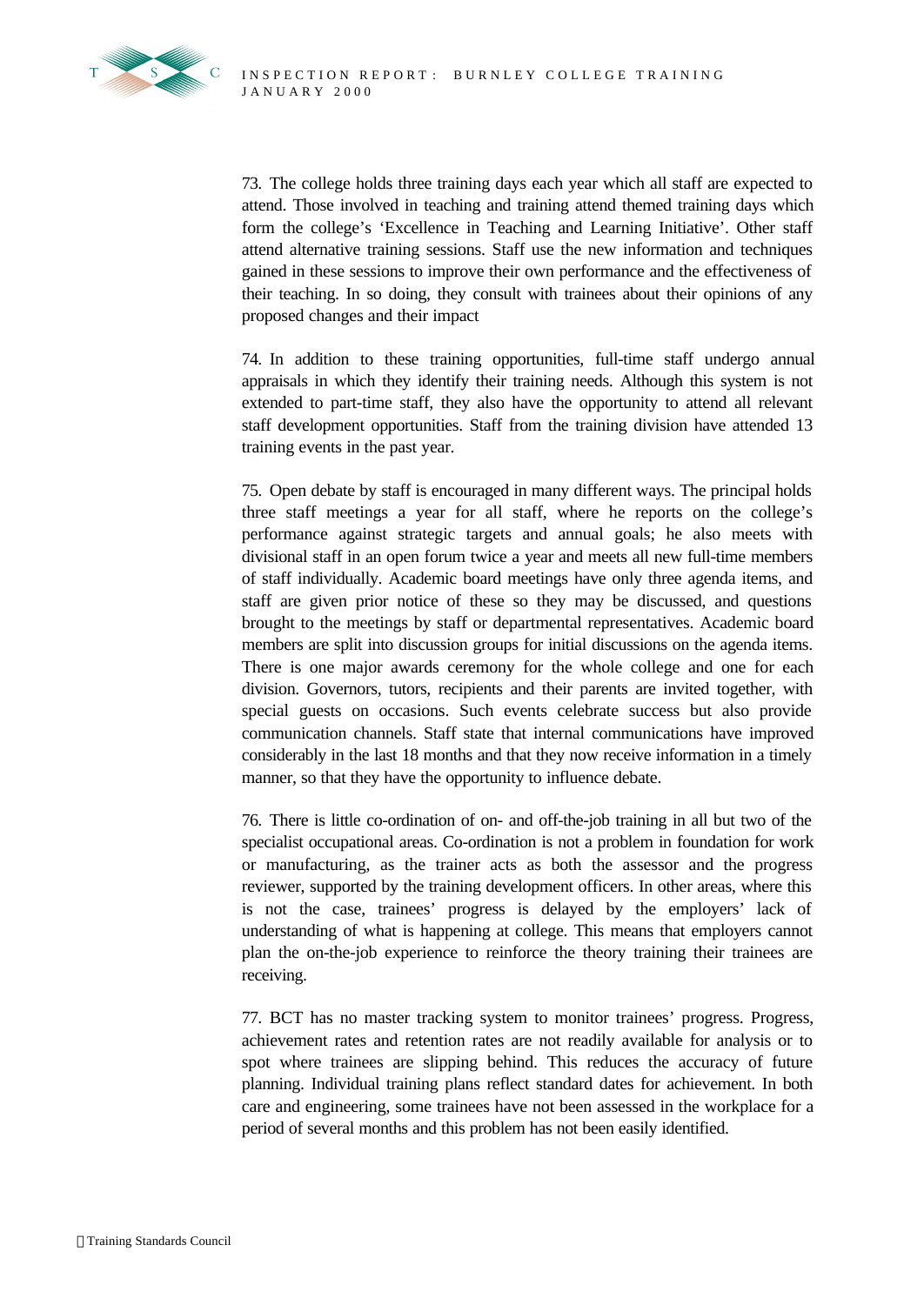73. The college holds three training days each year which all staff are expected to attend. Those involved in teaching and training attend themed training days which form the college's 'Excellence in Teaching and Learning Initiative'. Other staff attend alternative training sessions. Staff use the new information and techniques gained in these sessions to improve their own performance and the effectiveness of their teaching. In so doing, they consult with trainees about their opinions of any proposed changes and their impact

74. In addition to these training opportunities, full-time staff undergo annual appraisals in which they identify their training needs. Although this system is not extended to part-time staff, they also have the opportunity to attend all relevant staff development opportunities. Staff from the training division have attended 13 training events in the past year.

75. Open debate by staff is encouraged in many different ways. The principal holds three staff meetings a year for all staff, where he reports on the college's performance against strategic targets and annual goals; he also meets with divisional staff in an open forum twice a year and meets all new full-time members of staff individually. Academic board meetings have only three agenda items, and staff are given prior notice of these so they may be discussed, and questions brought to the meetings by staff or departmental representatives. Academic board members are split into discussion groups for initial discussions on the agenda items. There is one major awards ceremony for the whole college and one for each division. Governors, tutors, recipients and their parents are invited together, with special guests on occasions. Such events celebrate success but also provide communication channels. Staff state that internal communications have improved considerably in the last 18 months and that they now receive information in a timely manner, so that they have the opportunity to influence debate.

76. There is little co-ordination of on- and off-the-job training in all but two of the specialist occupational areas. Co-ordination is not a problem in foundation for work or manufacturing, as the trainer acts as both the assessor and the progress reviewer, supported by the training development officers. In other areas, where this is not the case, trainees' progress is delayed by the employers' lack of understanding of what is happening at college. This means that employers cannot plan the on-the-job experience to reinforce the theory training their trainees are receiving.

77. BCT has no master tracking system to monitor trainees' progress. Progress, achievement rates and retention rates are not readily available for analysis or to spot where trainees are slipping behind. This reduces the accuracy of future planning. Individual training plans reflect standard dates for achievement. In both care and engineering, some trainees have not been assessed in the workplace for a period of several months and this problem has not been easily identified.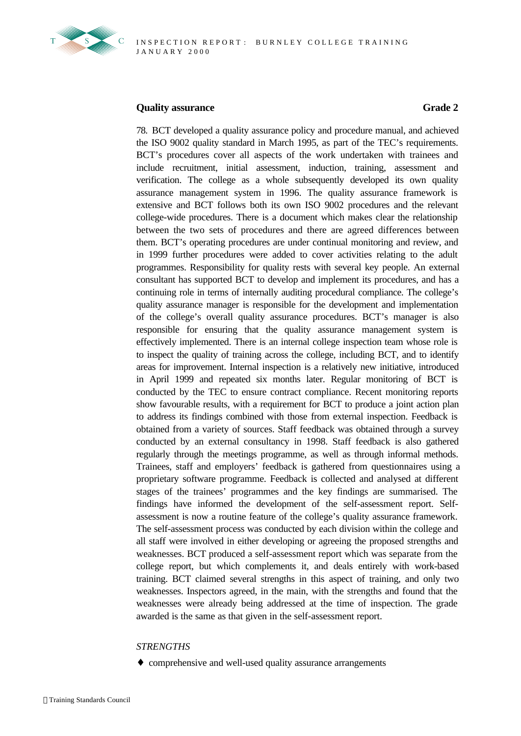**Quality assurance** **Grade 2**

78. BCT developed a quality assurance policy and procedure manual, and achieved the ISO 9002 quality standard in March 1995, as part of the TEC's requirements. BCT's procedures cover all aspects of the work undertaken with trainees and include recruitment, initial assessment, induction, training, assessment and verification. The college as a whole subsequently developed its own quality assurance management system in 1996. The quality assurance framework is extensive and BCT follows both its own ISO 9002 procedures and the relevant college-wide procedures. There is a document which makes clear the relationship between the two sets of procedures and there are agreed differences between them. BCT's operating procedures are under continual monitoring and review, and in 1999 further procedures were added to cover activities relating to the adult programmes. Responsibility for quality rests with several key people. An external consultant has supported BCT to develop and implement its procedures, and has a continuing role in terms of internally auditing procedural compliance. The college's quality assurance manager is responsible for the development and implementation of the college's overall quality assurance procedures. BCT's manager is also responsible for ensuring that the quality assurance management system is effectively implemented. There is an internal college inspection team whose role is to inspect the quality of training across the college, including BCT, and to identify areas for improvement. Internal inspection is a relatively new initiative, introduced in April 1999 and repeated six months later. Regular monitoring of BCT is conducted by the TEC to ensure contract compliance. Recent monitoring reports show favourable results, with a requirement for BCT to produce a joint action plan to address its findings combined with those from external inspection. Feedback is obtained from a variety of sources. Staff feedback was obtained through a survey conducted by an external consultancy in 1998. Staff feedback is also gathered regularly through the meetings programme, as well as through informal methods. Trainees, staff and employers' feedback is gathered from questionnaires using a proprietary software programme. Feedback is collected and analysed at different stages of the trainees' programmes and the key findings are summarised. The findings have informed the development of the self-assessment report. Self-assessment is now a routine feature of the college's quality assurance framework. The self-assessment process was conducted by each division within the college and all staff were involved in either developing or agreeing the proposed strengths and weaknesses. BCT produced a self-assessment report which was separate from the college report, but which complements it, and deals entirely with work-based training. BCT claimed several strengths in this aspect of training, and only two weaknesses. Inspectors agreed, in the main, with the strengths and found that the weaknesses were already being addressed at the time of inspection. The grade awarded is the same as that given in the self-assessment report.

*STRENGTHS*

- comprehensive and well-used quality assurance arrangements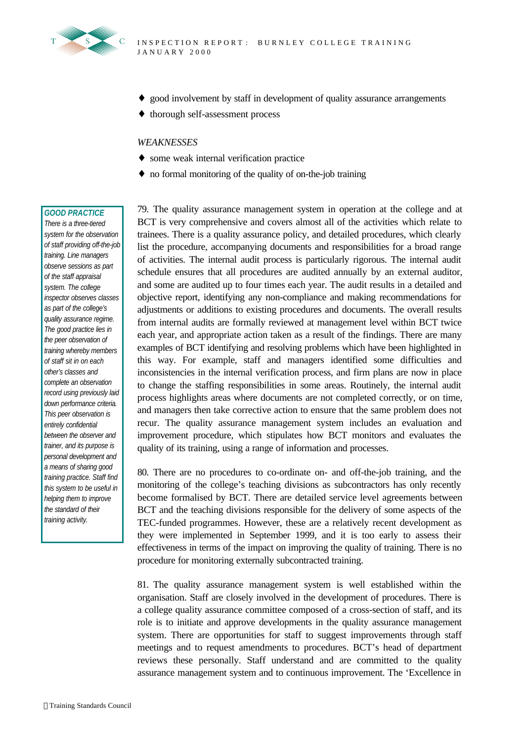- good involvement by staff in development of quality assurance arrangements
- thorough self-assessment process

*WEAKNESSES*

- some weak internal verification practice
- no formal monitoring of the quality of on-the-job training

> ***GOOD PRACTICE***
> *There is a three-tiered system for the observation of staff providing off-the-job training. Line managers observe sessions as part of the staff appraisal system. The college inspector observes classes as part of the college's quality assurance regime. The good practice lies in the peer observation of training whereby members of staff sit in on each other's classes and complete an observation record using previously laid down performance criteria. This peer observation is entirely confidential between the observer and trainer, and its purpose is personal development and a means of sharing good training practice. Staff find this system to be useful in helping them to improve the standard of their training activity.*

79. The quality assurance management system in operation at the college and at BCT is very comprehensive and covers almost all of the activities which relate to trainees. There is a quality assurance policy, and detailed procedures, which clearly list the procedure, accompanying documents and responsibilities for a broad range of activities. The internal audit process is particularly rigorous. The internal audit schedule ensures that all procedures are audited annually by an external auditor, and some are audited up to four times each year. The audit results in a detailed and objective report, identifying any non-compliance and making recommendations for adjustments or additions to existing procedures and documents. The overall results from internal audits are formally reviewed at management level within BCT twice each year, and appropriate action taken as a result of the findings. There are many examples of BCT identifying and resolving problems which have been highlighted in this way. For example, staff and managers identified some difficulties and inconsistencies in the internal verification process, and firm plans are now in place to change the staffing responsibilities in some areas. Routinely, the internal audit process highlights areas where documents are not completed correctly, or on time, and managers then take corrective action to ensure that the same problem does not recur. The quality assurance management system includes an evaluation and improvement procedure, which stipulates how BCT monitors and evaluates the quality of its training, using a range of information and processes.

80. There are no procedures to co-ordinate on- and off-the-job training, and the monitoring of the college's teaching divisions as subcontractors has only recently become formalised by BCT. There are detailed service level agreements between BCT and the teaching divisions responsible for the delivery of some aspects of the TEC-funded programmes. However, these are a relatively recent development as they were implemented in September 1999, and it is too early to assess their effectiveness in terms of the impact on improving the quality of training. There is no procedure for monitoring externally subcontracted training.

81. The quality assurance management system is well established within the organisation. Staff are closely involved in the development of procedures. There is a college quality assurance committee composed of a cross-section of staff, and its role is to initiate and approve developments in the quality assurance management system. There are opportunities for staff to suggest improvements through staff meetings and to request amendments to procedures. BCT's head of department reviews these personally. Staff understand and are committed to the quality assurance management system and to continuous improvement. The 'Excellence in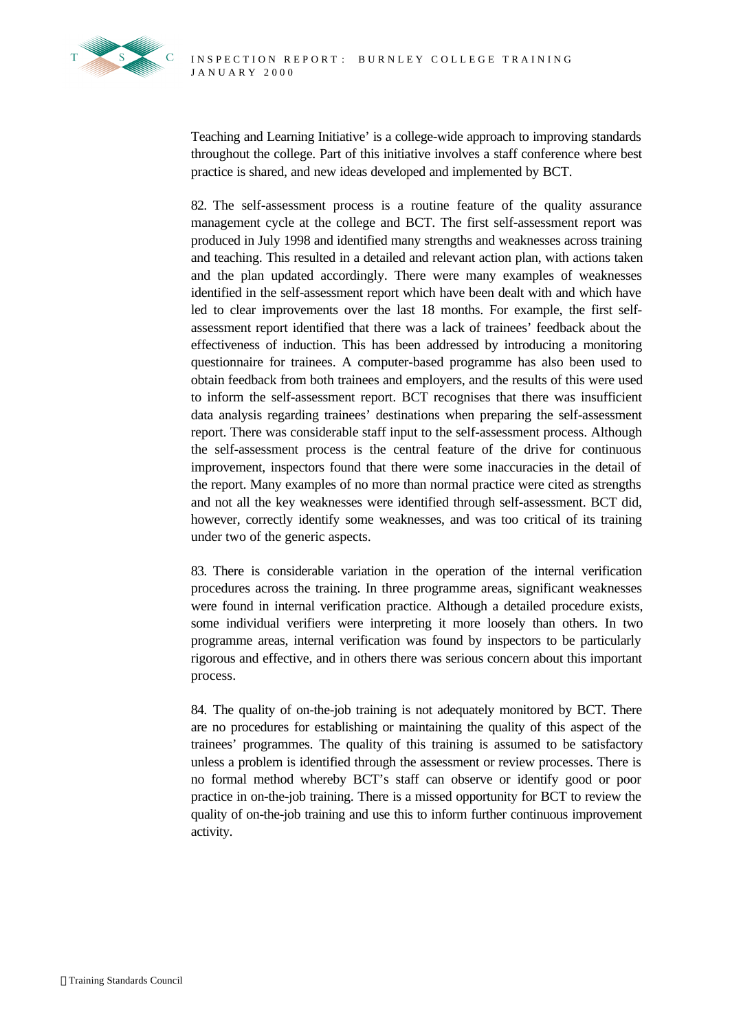Teaching and Learning Initiative' is a college-wide approach to improving standards throughout the college. Part of this initiative involves a staff conference where best practice is shared, and new ideas developed and implemented by BCT.

82. The self-assessment process is a routine feature of the quality assurance management cycle at the college and BCT. The first self-assessment report was produced in July 1998 and identified many strengths and weaknesses across training and teaching. This resulted in a detailed and relevant action plan, with actions taken and the plan updated accordingly. There were many examples of weaknesses identified in the self-assessment report which have been dealt with and which have led to clear improvements over the last 18 months. For example, the first self-assessment report identified that there was a lack of trainees' feedback about the effectiveness of induction. This has been addressed by introducing a monitoring questionnaire for trainees. A computer-based programme has also been used to obtain feedback from both trainees and employers, and the results of this were used to inform the self-assessment report. BCT recognises that there was insufficient data analysis regarding trainees' destinations when preparing the self-assessment report. There was considerable staff input to the self-assessment process. Although the self-assessment process is the central feature of the drive for continuous improvement, inspectors found that there were some inaccuracies in the detail of the report. Many examples of no more than normal practice were cited as strengths and not all the key weaknesses were identified through self-assessment. BCT did, however, correctly identify some weaknesses, and was too critical of its training under two of the generic aspects.

83. There is considerable variation in the operation of the internal verification procedures across the training. In three programme areas, significant weaknesses were found in internal verification practice. Although a detailed procedure exists, some individual verifiers were interpreting it more loosely than others. In two programme areas, internal verification was found by inspectors to be particularly rigorous and effective, and in others there was serious concern about this important process.

84. The quality of on-the-job training is not adequately monitored by BCT. There are no procedures for establishing or maintaining the quality of this aspect of the trainees' programmes. The quality of this training is assumed to be satisfactory unless a problem is identified through the assessment or review processes. There is no formal method whereby BCT's staff can observe or identify good or poor practice in on-the-job training. There is a missed opportunity for BCT to review the quality of on-the-job training and use this to inform further continuous improvement activity.